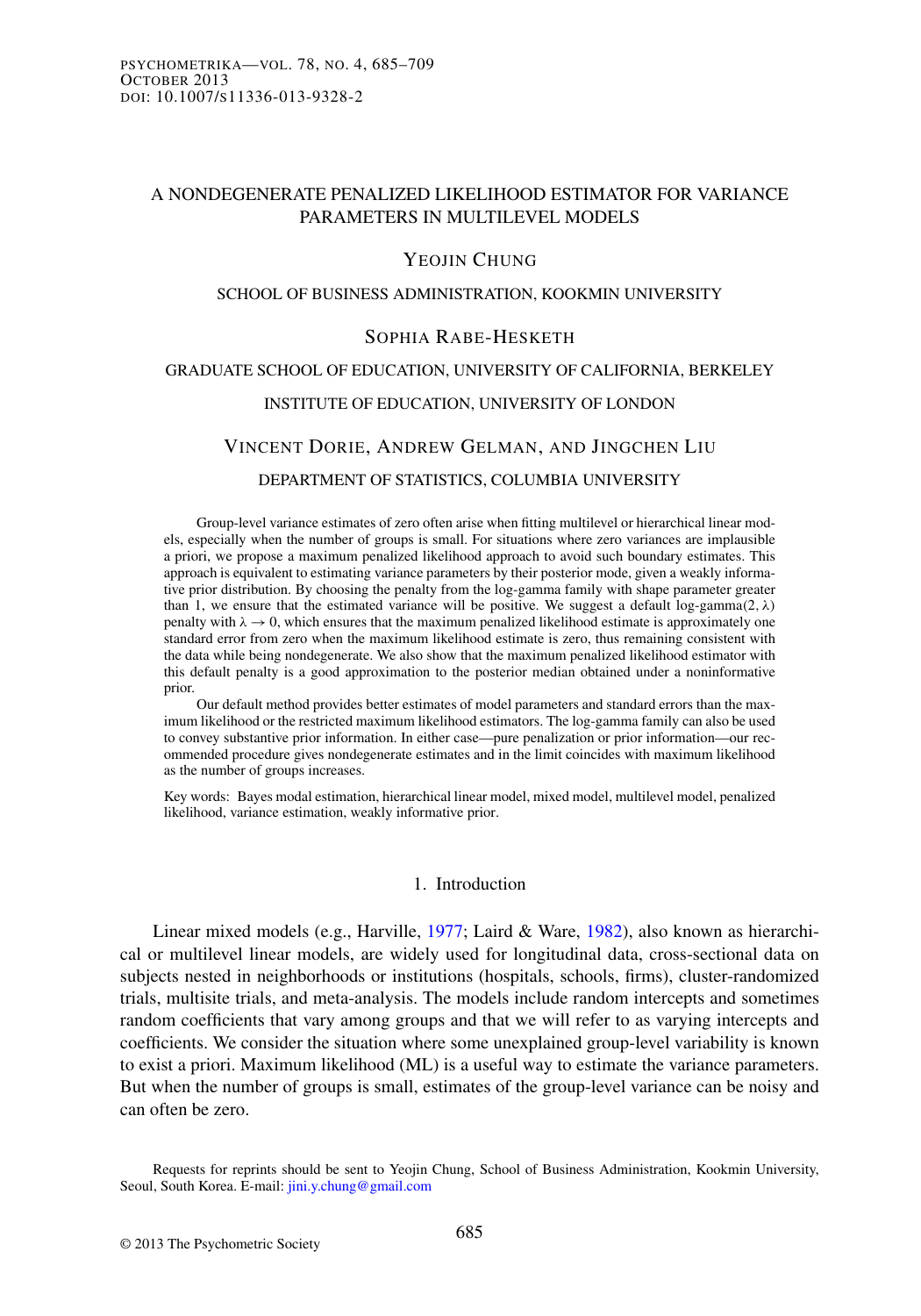# A NONDEGENERATE PENALIZED LIKELIHOOD ESTIMATOR FOR VARIANCE PARAMETERS IN MULTILEVEL MODELS

YEOJIN CHUNG

SCHOOL OF BUSINESS ADMINISTRATION, KOOKMIN UNIVERSITY

SOPHIA RABE-HESKETH

GRADUATE SCHOOL OF EDUCATION, UNIVERSITY OF CALIFORNIA, BERKELEY

INSTITUTE OF EDUCATION, UNIVERSITY OF LONDON

VINCENT DORIE, ANDREW GELMAN, AND JINGCHEN LIU

DEPARTMENT OF STATISTICS, COLUMBIA UNIVERSITY

Group-level variance estimates of zero often arise when fitting multilevel or hierarchical linear models, especially when the number of groups is small. For situations where zero variances are implausible a priori, we propose a maximum penalized likelihood approach to avoid such boundary estimates. This approach is equivalent to estimating variance parameters by their posterior mode, given a weakly informative prior distribution. By choosing the penalty from the log-gamma family with shape parameter greater than 1, we ensure that the estimated variance will be positive. We suggest a default log-gamma$(2, \lambda)$ penalty with $\lambda \to 0$, which ensures that the maximum penalized likelihood estimate is approximately one standard error from zero when the maximum likelihood estimate is zero, thus remaining consistent with the data while being nondegenerate. We also show that the maximum penalized likelihood estimator with this default penalty is a good approximation to the posterior median obtained under a noninformative prior.

Our default method provides better estimates of model parameters and standard errors than the maximum likelihood or the restricted maximum likelihood estimators. The log-gamma family can also be used to convey substantive prior information. In either case—pure penalization or prior information—our recommended procedure gives nondegenerate estimates and in the limit coincides with maximum likelihood as the number of groups increases.

Key words: Bayes modal estimation, hierarchical linear model, mixed model, multilevel model, penalized likelihood, variance estimation, weakly informative prior.

## 1. Introduction

Linear mixed models (e.g., Harville, 1977; Laird & Ware, 1982), also known as hierarchical or multilevel linear models, are widely used for longitudinal data, cross-sectional data on subjects nested in neighborhoods or institutions (hospitals, schools, firms), cluster-randomized trials, multisite trials, and meta-analysis. The models include random intercepts and sometimes random coefficients that vary among groups and that we will refer to as varying intercepts and coefficients. We consider the situation where some unexplained group-level variability is known to exist a priori. Maximum likelihood (ML) is a useful way to estimate the variance parameters. But when the number of groups is small, estimates of the group-level variance can be noisy and can often be zero.

Requests for reprints should be sent to Yeojin Chung, School of Business Administration, Kookmin University, Seoul, South Korea. E-mail: jini.y.chung@gmail.com

© 2013 The Psychometric Society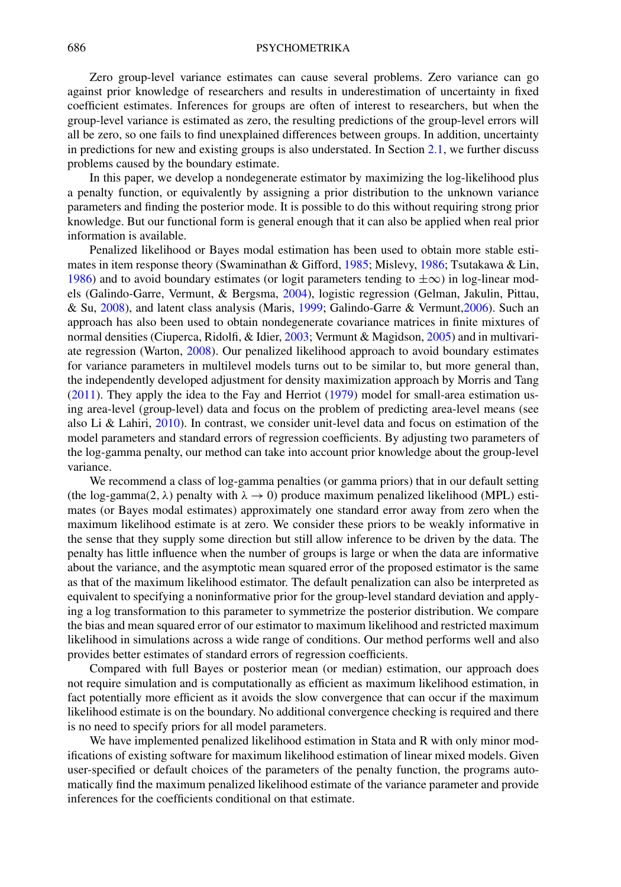Zero group-level variance estimates can cause several problems. Zero variance can go against prior knowledge of researchers and results in underestimation of uncertainty in fixed coefficient estimates. Inferences for groups are often of interest to researchers, but when the group-level variance is estimated as zero, the resulting predictions of the group-level errors will all be zero, so one fails to find unexplained differences between groups. In addition, uncertainty in predictions for new and existing groups is also understated. In Section 2.1, we further discuss problems caused by the boundary estimate.

In this paper, we develop a nondegenerate estimator by maximizing the log-likelihood plus a penalty function, or equivalently by assigning a prior distribution to the unknown variance parameters and finding the posterior mode. It is possible to do this without requiring strong prior knowledge. But our functional form is general enough that it can also be applied when real prior information is available.

Penalized likelihood or Bayes modal estimation has been used to obtain more stable estimates in item response theory (Swaminathan & Gifford, 1985; Mislevy, 1986; Tsutakawa & Lin, 1986) and to avoid boundary estimates (or logit parameters tending to $\pm\infty$) in log-linear models (Galindo-Garre, Vermunt, & Bergsma, 2004), logistic regression (Gelman, Jakulin, Pittau, & Su, 2008), and latent class analysis (Maris, 1999; Galindo-Garre & Vermunt, 2006). Such an approach has also been used to obtain nondegenerate covariance matrices in finite mixtures of normal densities (Ciuperca, Ridolfi, & Idier, 2003; Vermunt & Magidson, 2005) and in multivariate regression (Warton, 2008). Our penalized likelihood approach to avoid boundary estimates for variance parameters in multilevel models turns out to be similar to, but more general than, the independently developed adjustment for density maximization approach by Morris and Tang (2011). They apply the idea to the Fay and Herriot (1979) model for small-area estimation using area-level (group-level) data and focus on the problem of predicting area-level means (see also Li & Lahiri, 2010). In contrast, we consider unit-level data and focus on estimation of the model parameters and standard errors of regression coefficients. By adjusting two parameters of the log-gamma penalty, our method can take into account prior knowledge about the group-level variance.

We recommend a class of log-gamma penalties (or gamma priors) that in our default setting (the log-gamma$(2, \lambda)$ penalty with $\lambda \to 0$) produce maximum penalized likelihood (MPL) estimates (or Bayes modal estimates) approximately one standard error away from zero when the maximum likelihood estimate is at zero. We consider these priors to be weakly informative in the sense that they supply some direction but still allow inference to be driven by the data. The penalty has little influence when the number of groups is large or when the data are informative about the variance, and the asymptotic mean squared error of the proposed estimator is the same as that of the maximum likelihood estimator. The default penalization can also be interpreted as equivalent to specifying a noninformative prior for the group-level standard deviation and applying a log transformation to this parameter to symmetrize the posterior distribution. We compare the bias and mean squared error of our estimator to maximum likelihood and restricted maximum likelihood in simulations across a wide range of conditions. Our method performs well and also provides better estimates of standard errors of regression coefficients.

Compared with full Bayes or posterior mean (or median) estimation, our approach does not require simulation and is computationally as efficient as maximum likelihood estimation, in fact potentially more efficient as it avoids the slow convergence that can occur if the maximum likelihood estimate is on the boundary. No additional convergence checking is required and there is no need to specify priors for all model parameters.

We have implemented penalized likelihood estimation in Stata and R with only minor modifications of existing software for maximum likelihood estimation of linear mixed models. Given user-specified or default choices of the parameters of the penalty function, the programs automatically find the maximum penalized likelihood estimate of the variance parameter and provide inferences for the coefficients conditional on that estimate.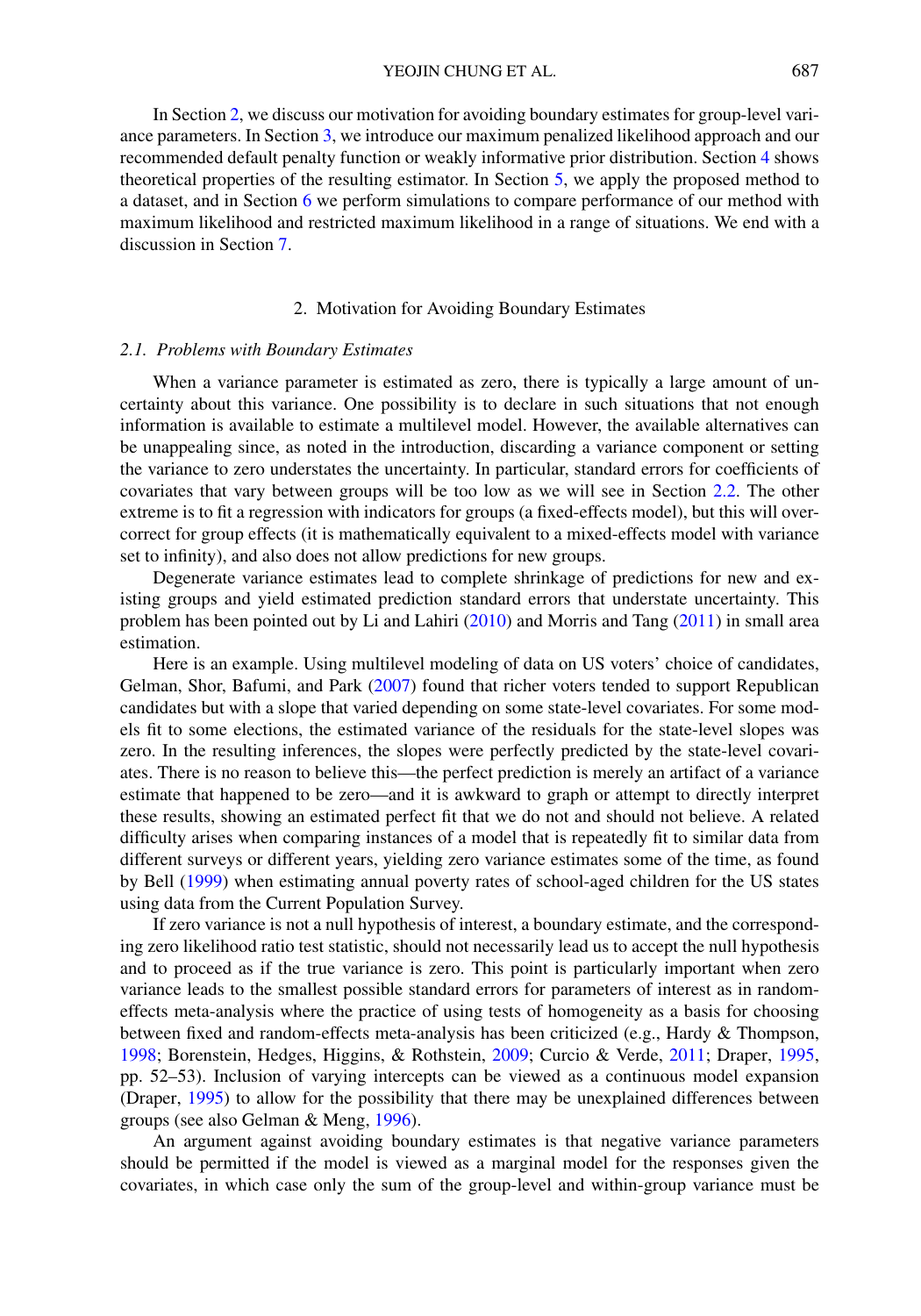In Section 2, we discuss our motivation for avoiding boundary estimates for group-level variance parameters. In Section 3, we introduce our maximum penalized likelihood approach and our recommended default penalty function or weakly informative prior distribution. Section 4 shows theoretical properties of the resulting estimator. In Section 5, we apply the proposed method to a dataset, and in Section 6 we perform simulations to compare performance of our method with maximum likelihood and restricted maximum likelihood in a range of situations. We end with a discussion in Section 7.

## 2. Motivation for Avoiding Boundary Estimates

### *2.1. Problems with Boundary Estimates*

When a variance parameter is estimated as zero, there is typically a large amount of uncertainty about this variance. One possibility is to declare in such situations that not enough information is available to estimate a multilevel model. However, the available alternatives can be unappealing since, as noted in the introduction, discarding a variance component or setting the variance to zero understates the uncertainty. In particular, standard errors for coefficients of covariates that vary between groups will be too low as we will see in Section 2.2. The other extreme is to fit a regression with indicators for groups (a fixed-effects model), but this will overcorrect for group effects (it is mathematically equivalent to a mixed-effects model with variance set to infinity), and also does not allow predictions for new groups.

Degenerate variance estimates lead to complete shrinkage of predictions for new and existing groups and yield estimated prediction standard errors that understate uncertainty. This problem has been pointed out by Li and Lahiri (2010) and Morris and Tang (2011) in small area estimation.

Here is an example. Using multilevel modeling of data on US voters' choice of candidates, Gelman, Shor, Bafumi, and Park (2007) found that richer voters tended to support Republican candidates but with a slope that varied depending on some state-level covariates. For some models fit to some elections, the estimated variance of the residuals for the state-level slopes was zero. In the resulting inferences, the slopes were perfectly predicted by the state-level covariates. There is no reason to believe this—the perfect prediction is merely an artifact of a variance estimate that happened to be zero—and it is awkward to graph or attempt to directly interpret these results, showing an estimated perfect fit that we do not and should not believe. A related difficulty arises when comparing instances of a model that is repeatedly fit to similar data from different surveys or different years, yielding zero variance estimates some of the time, as found by Bell (1999) when estimating annual poverty rates of school-aged children for the US states using data from the Current Population Survey.

If zero variance is not a null hypothesis of interest, a boundary estimate, and the corresponding zero likelihood ratio test statistic, should not necessarily lead us to accept the null hypothesis and to proceed as if the true variance is zero. This point is particularly important when zero variance leads to the smallest possible standard errors for parameters of interest as in random-effects meta-analysis where the practice of using tests of homogeneity as a basis for choosing between fixed and random-effects meta-analysis has been criticized (e.g., Hardy & Thompson, 1998; Borenstein, Hedges, Higgins, & Rothstein, 2009; Curcio & Verde, 2011; Draper, 1995, pp. 52–53). Inclusion of varying intercepts can be viewed as a continuous model expansion (Draper, 1995) to allow for the possibility that there may be unexplained differences between groups (see also Gelman & Meng, 1996).

An argument against avoiding boundary estimates is that negative variance parameters should be permitted if the model is viewed as a marginal model for the responses given the covariates, in which case only the sum of the group-level and within-group variance must be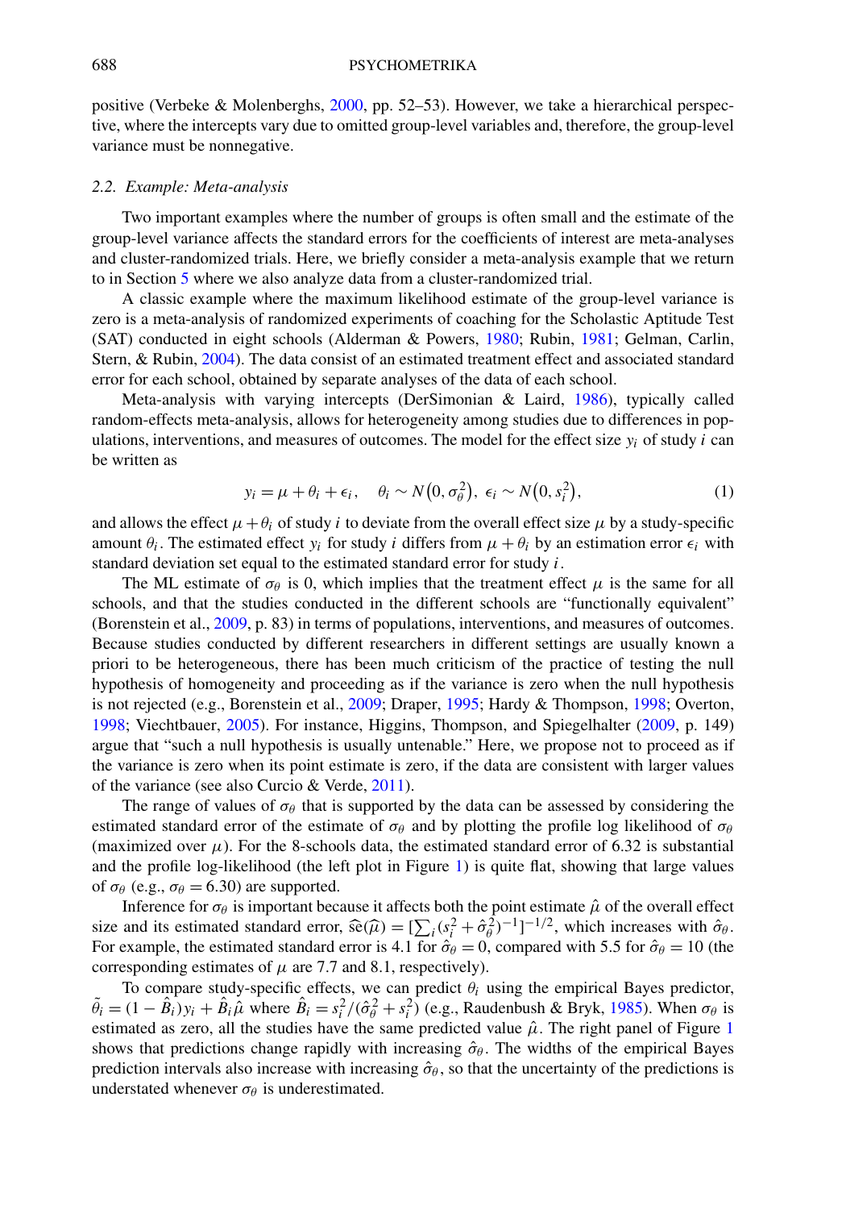positive (Verbeke & Molenberghs, 2000, pp. 52–53). However, we take a hierarchical perspective, where the intercepts vary due to omitted group-level variables and, therefore, the group-level variance must be nonnegative.

### 2.2. Example: Meta-analysis

Two important examples where the number of groups is often small and the estimate of the group-level variance affects the standard errors for the coefficients of interest are meta-analyses and cluster-randomized trials. Here, we briefly consider a meta-analysis example that we return to in Section 5 where we also analyze data from a cluster-randomized trial.

A classic example where the maximum likelihood estimate of the group-level variance is zero is a meta-analysis of randomized experiments of coaching for the Scholastic Aptitude Test (SAT) conducted in eight schools (Alderman & Powers, 1980; Rubin, 1981; Gelman, Carlin, Stern, & Rubin, 2004). The data consist of an estimated treatment effect and associated standard error for each school, obtained by separate analyses of the data of each school.

Meta-analysis with varying intercepts (DerSimonian & Laird, 1986), typically called random-effects meta-analysis, allows for heterogeneity among studies due to differences in populations, interventions, and measures of outcomes. The model for the effect size $y_i$ of study $i$ can be written as

$$y_i = \mu + \theta_i + \epsilon_i, \quad \theta_i \sim N\big(0, \sigma_\theta^2\big),\ \epsilon_i \sim N\big(0, s_i^2\big), \tag{1}$$

and allows the effect $\mu + \theta_i$ of study $i$ to deviate from the overall effect size $\mu$ by a study-specific amount $\theta_i$. The estimated effect $y_i$ for study $i$ differs from $\mu + \theta_i$ by an estimation error $\epsilon_i$ with standard deviation set equal to the estimated standard error for study $i$.

The ML estimate of $\sigma_\theta$ is 0, which implies that the treatment effect $\mu$ is the same for all schools, and that the studies conducted in the different schools are "functionally equivalent" (Borenstein et al., 2009, p. 83) in terms of populations, interventions, and measures of outcomes. Because studies conducted by different researchers in different settings are usually known a priori to be heterogeneous, there has been much criticism of the practice of testing the null hypothesis of homogeneity and proceeding as if the variance is zero when the null hypothesis is not rejected (e.g., Borenstein et al., 2009; Draper, 1995; Hardy & Thompson, 1998; Overton, 1998; Viechtbauer, 2005). For instance, Higgins, Thompson, and Spiegelhalter (2009, p. 149) argue that "such a null hypothesis is usually untenable." Here, we propose not to proceed as if the variance is zero when its point estimate is zero, if the data are consistent with larger values of the variance (see also Curcio & Verde, 2011).

The range of values of $\sigma_\theta$ that is supported by the data can be assessed by considering the estimated standard error of the estimate of $\sigma_\theta$ and by plotting the profile log likelihood of $\sigma_\theta$ (maximized over $\mu$). For the 8-schools data, the estimated standard error of 6.32 is substantial and the profile log-likelihood (the left plot in Figure 1) is quite flat, showing that large values of $\sigma_\theta$ (e.g., $\sigma_\theta = 6.30$) are supported.

Inference for $\sigma_\theta$ is important because it affects both the point estimate $\hat{\mu}$ of the overall effect size and its estimated standard error, $\widehat{\text{se}}(\widehat{\mu}) = [\sum_i (s_i^2 + \hat{\sigma}_\theta^2)^{-1}]^{-1/2}$, which increases with $\hat{\sigma}_\theta$. For example, the estimated standard error is 4.1 for $\hat{\sigma}_\theta = 0$, compared with 5.5 for $\hat{\sigma}_\theta = 10$ (the corresponding estimates of $\mu$ are 7.7 and 8.1, respectively).

To compare study-specific effects, we can predict $\theta_i$ using the empirical Bayes predictor, $\tilde{\theta}_i = (1 - \hat{B}_i) y_i + \hat{B}_i \hat{\mu}$ where $\hat{B}_i = s_i^2/(\hat{\sigma}_\theta^2 + s_i^2)$ (e.g., Raudenbush & Bryk, 1985). When $\sigma_\theta$ is estimated as zero, all the studies have the same predicted value $\hat{\mu}$. The right panel of Figure 1 shows that predictions change rapidly with increasing $\hat{\sigma}_\theta$. The widths of the empirical Bayes prediction intervals also increase with increasing $\hat{\sigma}_\theta$, so that the uncertainty of the predictions is understated whenever $\sigma_\theta$ is underestimated.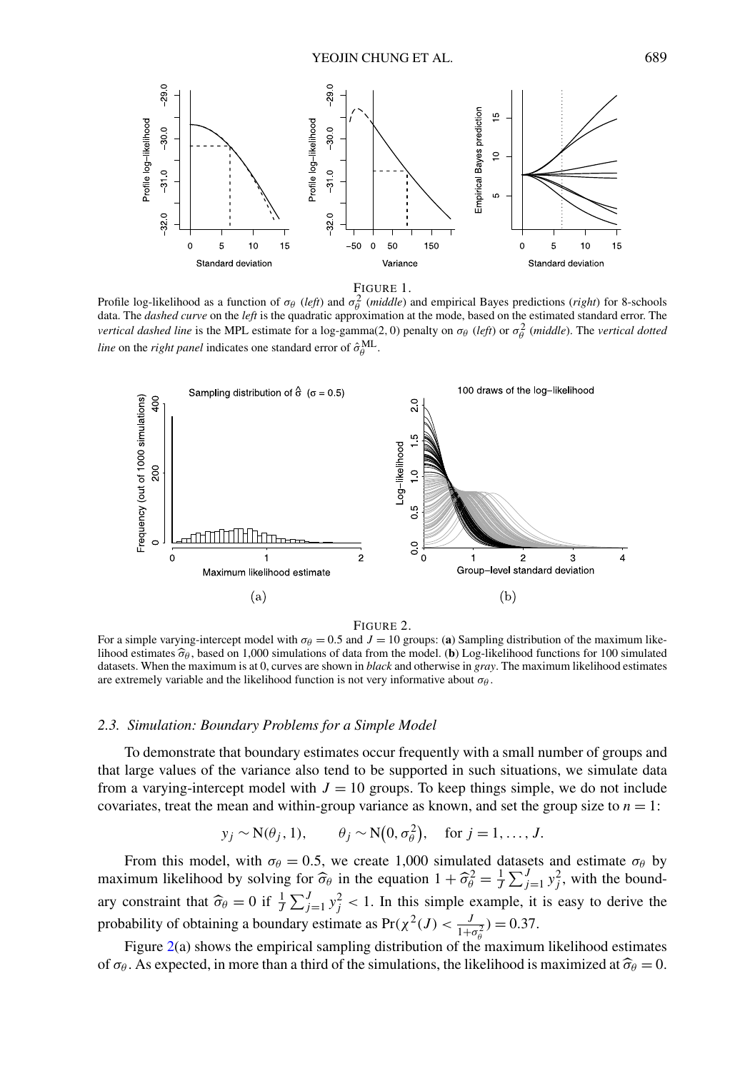FIGURE 1.

Profile log-likelihood as a function of $\sigma_\theta$ (*left*) and $\sigma_\theta^2$ (*middle*) and empirical Bayes predictions (*right*) for 8-schools data. The *dashed curve* on the *left* is the quadratic approximation at the mode, based on the estimated standard error. The *vertical dashed line* is the MPL estimate for a log-gamma(2, 0) penalty on $\sigma_\theta$ (*left*) or $\sigma_\theta^2$ (*middle*). The *vertical dotted line* on the *right panel* indicates one standard error of $\hat{\sigma}_\theta^{\mathrm{ML}}$.

FIGURE 2.

For a simple varying-intercept model with $\sigma_\theta = 0.5$ and $J = 10$ groups: (**a**) Sampling distribution of the maximum likelihood estimates $\widehat{\sigma}_\theta$, based on 1,000 simulations of data from the model. (**b**) Log-likelihood functions for 100 simulated datasets. When the maximum is at 0, curves are shown in *black* and otherwise in *gray*. The maximum likelihood estimates are extremely variable and the likelihood function is not very informative about $\sigma_\theta$.

### 2.3. Simulation: Boundary Problems for a Simple Model

To demonstrate that boundary estimates occur frequently with a small number of groups and that large values of the variance also tend to be supported in such situations, we simulate data from a varying-intercept model with $J = 10$ groups. To keep things simple, we do not include covariates, treat the mean and within-group variance as known, and set the group size to $n = 1$:

$$y_j \sim \mathrm{N}(\theta_j, 1), \qquad \theta_j \sim \mathrm{N}\big(0, \sigma_\theta^2\big), \quad \text{for } j = 1, \ldots, J.$$

From this model, with $\sigma_\theta = 0.5$, we create 1,000 simulated datasets and estimate $\sigma_\theta$ by maximum likelihood by solving for $\widehat{\sigma}_\theta$ in the equation $1 + \widehat{\sigma}_\theta^2 = \frac{1}{J}\sum_{j=1}^{J} y_j^2$, with the boundary constraint that $\widehat{\sigma}_\theta = 0$ if $\frac{1}{J}\sum_{j=1}^{J} y_j^2 < 1$. In this simple example, it is easy to derive the probability of obtaining a boundary estimate as $\Pr(\chi^2(J) < \frac{J}{1+\sigma_\theta^2}) = 0.37$.

Figure 2(a) shows the empirical sampling distribution of the maximum likelihood estimates of $\sigma_\theta$. As expected, in more than a third of the simulations, the likelihood is maximized at $\widehat{\sigma}_\theta = 0$.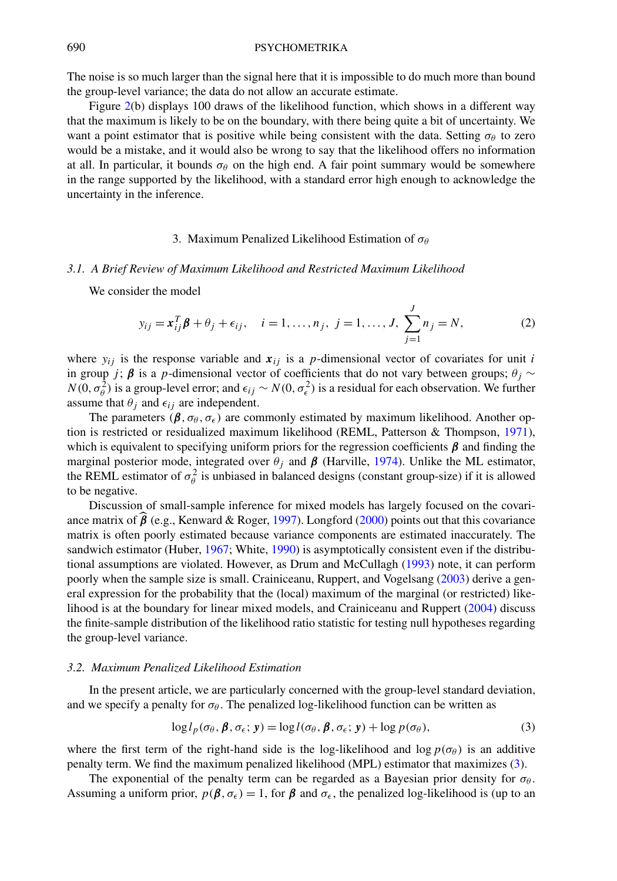The noise is so much larger than the signal here that it is impossible to do much more than bound the group-level variance; the data do not allow an accurate estimate.

Figure 2(b) displays 100 draws of the likelihood function, which shows in a different way that the maximum is likely to be on the boundary, with there being quite a bit of uncertainty. We want a point estimator that is positive while being consistent with the data. Setting $\sigma_\theta$ to zero would be a mistake, and it would also be wrong to say that the likelihood offers no information at all. In particular, it bounds $\sigma_\theta$ on the high end. A fair point summary would be somewhere in the range supported by the likelihood, with a standard error high enough to acknowledge the uncertainty in the inference.

## 3. Maximum Penalized Likelihood Estimation of $\sigma_\theta$

### *3.1. A Brief Review of Maximum Likelihood and Restricted Maximum Likelihood*

We consider the model

$$y_{ij} = \boldsymbol{x}_{ij}^T \boldsymbol{\beta} + \theta_j + \epsilon_{ij}, \quad i = 1, \ldots, n_j, \; j = 1, \ldots, J, \; \sum_{j=1}^{J} n_j = N, \tag{2}$$

where $y_{ij}$ is the response variable and $\boldsymbol{x}_{ij}$ is a $p$-dimensional vector of covariates for unit $i$ in group $j$; $\boldsymbol{\beta}$ is a $p$-dimensional vector of coefficients that do not vary between groups; $\theta_j \sim N(0, \sigma_\theta^2)$ is a group-level error; and $\epsilon_{ij} \sim N(0, \sigma_\epsilon^2)$ is a residual for each observation. We further assume that $\theta_j$ and $\epsilon_{ij}$ are independent.

The parameters $(\boldsymbol{\beta}, \sigma_\theta, \sigma_\epsilon)$ are commonly estimated by maximum likelihood. Another option is restricted or residualized maximum likelihood (REML, Patterson & Thompson, 1971), which is equivalent to specifying uniform priors for the regression coefficients $\boldsymbol{\beta}$ and finding the marginal posterior mode, integrated over $\theta_j$ and $\boldsymbol{\beta}$ (Harville, 1974). Unlike the ML estimator, the REML estimator of $\sigma_\theta^2$ is unbiased in balanced designs (constant group-size) if it is allowed to be negative.

Discussion of small-sample inference for mixed models has largely focused on the covariance matrix of $\widehat{\boldsymbol{\beta}}$ (e.g., Kenward & Roger, 1997). Longford (2000) points out that this covariance matrix is often poorly estimated because variance components are estimated inaccurately. The sandwich estimator (Huber, 1967; White, 1990) is asymptotically consistent even if the distributional assumptions are violated. However, as Drum and McCullagh (1993) note, it can perform poorly when the sample size is small. Crainiceanu, Ruppert, and Vogelsang (2003) derive a general expression for the probability that the (local) maximum of the marginal (or restricted) likelihood is at the boundary for linear mixed models, and Crainiceanu and Ruppert (2004) discuss the finite-sample distribution of the likelihood ratio statistic for testing null hypotheses regarding the group-level variance.

### *3.2. Maximum Penalized Likelihood Estimation*

In the present article, we are particularly concerned with the group-level standard deviation, and we specify a penalty for $\sigma_\theta$. The penalized log-likelihood function can be written as

$$\log l_p(\sigma_\theta, \boldsymbol{\beta}, \sigma_\epsilon; \boldsymbol{y}) = \log l(\sigma_\theta, \boldsymbol{\beta}, \sigma_\epsilon; \boldsymbol{y}) + \log p(\sigma_\theta), \tag{3}$$

where the first term of the right-hand side is the log-likelihood and $\log p(\sigma_\theta)$ is an additive penalty term. We find the maximum penalized likelihood (MPL) estimator that maximizes (3).

The exponential of the penalty term can be regarded as a Bayesian prior density for $\sigma_\theta$. Assuming a uniform prior, $p(\boldsymbol{\beta}, \sigma_\epsilon) = 1$, for $\boldsymbol{\beta}$ and $\sigma_\epsilon$, the penalized log-likelihood is (up to an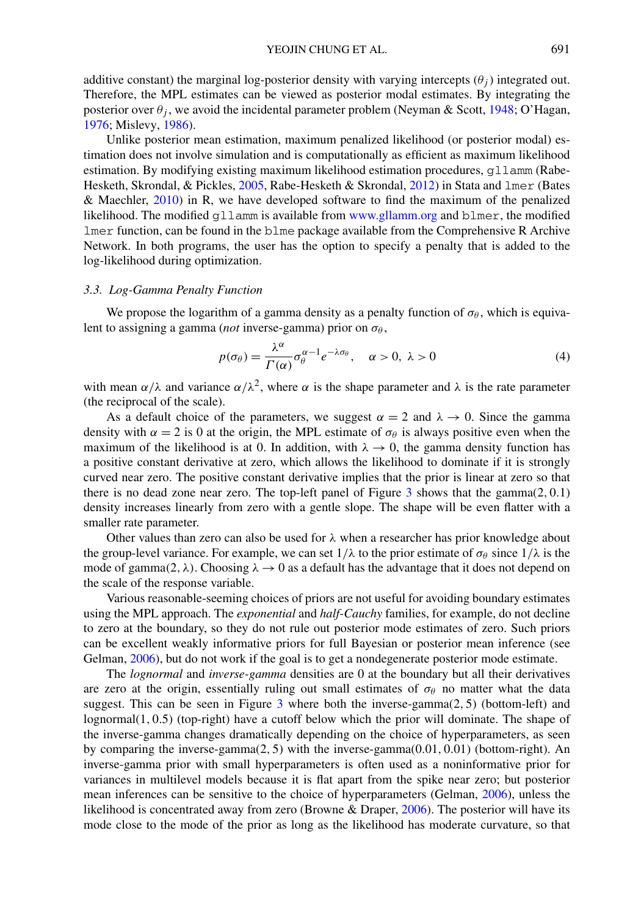additive constant) the marginal log-posterior density with varying intercepts ($\theta_j$) integrated out. Therefore, the MPL estimates can be viewed as posterior modal estimates. By integrating the posterior over $\theta_j$, we avoid the incidental parameter problem (Neyman & Scott, 1948; O'Hagan, 1976; Mislevy, 1986).

Unlike posterior mean estimation, maximum penalized likelihood (or posterior modal) estimation does not involve simulation and is computationally as efficient as maximum likelihood estimation. By modifying existing maximum likelihood estimation procedures, `gllamm` (Rabe-Hesketh, Skrondal, & Pickles, 2005, Rabe-Hesketh & Skrondal, 2012) in Stata and `lmer` (Bates & Maechler, 2010) in R, we have developed software to find the maximum of the penalized likelihood. The modified `gllamm` is available from www.gllamm.org and `blmer`, the modified `lmer` function, can be found in the `blme` package available from the Comprehensive R Archive Network. In both programs, the user has the option to specify a penalty that is added to the log-likelihood during optimization.

### 3.3. Log-Gamma Penalty Function

We propose the logarithm of a gamma density as a penalty function of $\sigma_\theta$, which is equivalent to assigning a gamma (*not* inverse-gamma) prior on $\sigma_\theta$,

$$p(\sigma_\theta) = \frac{\lambda^\alpha}{\Gamma(\alpha)} \sigma_\theta^{\alpha-1} e^{-\lambda\sigma_\theta}, \quad \alpha > 0, \ \lambda > 0 \tag{4}$$

with mean $\alpha/\lambda$ and variance $\alpha/\lambda^2$, where $\alpha$ is the shape parameter and $\lambda$ is the rate parameter (the reciprocal of the scale).

As a default choice of the parameters, we suggest $\alpha = 2$ and $\lambda \to 0$. Since the gamma density with $\alpha = 2$ is 0 at the origin, the MPL estimate of $\sigma_\theta$ is always positive even when the maximum of the likelihood is at 0. In addition, with $\lambda \to 0$, the gamma density function has a positive constant derivative at zero, which allows the likelihood to dominate if it is strongly curved near zero. The positive constant derivative implies that the prior is linear at zero so that there is no dead zone near zero. The top-left panel of Figure 3 shows that the gamma$(2, 0.1)$ density increases linearly from zero with a gentle slope. The shape will be even flatter with a smaller rate parameter.

Other values than zero can also be used for $\lambda$ when a researcher has prior knowledge about the group-level variance. For example, we can set $1/\lambda$ to the prior estimate of $\sigma_\theta$ since $1/\lambda$ is the mode of gamma$(2, \lambda)$. Choosing $\lambda \to 0$ as a default has the advantage that it does not depend on the scale of the response variable.

Various reasonable-seeming choices of priors are not useful for avoiding boundary estimates using the MPL approach. The *exponential* and *half-Cauchy* families, for example, do not decline to zero at the boundary, so they do not rule out posterior mode estimates of zero. Such priors can be excellent weakly informative priors for full Bayesian or posterior mean inference (see Gelman, 2006), but do not work if the goal is to get a nondegenerate posterior mode estimate.

The *lognormal* and *inverse-gamma* densities are 0 at the boundary but all their derivatives are zero at the origin, essentially ruling out small estimates of $\sigma_\theta$ no matter what the data suggest. This can be seen in Figure 3 where both the inverse-gamma$(2, 5)$ (bottom-left) and lognormal$(1, 0.5)$ (top-right) have a cutoff below which the prior will dominate. The shape of the inverse-gamma changes dramatically depending on the choice of hyperparameters, as seen by comparing the inverse-gamma$(2, 5)$ with the inverse-gamma$(0.01, 0.01)$ (bottom-right). An inverse-gamma prior with small hyperparameters is often used as a noninformative prior for variances in multilevel models because it is flat apart from the spike near zero; but posterior mean inferences can be sensitive to the choice of hyperparameters (Gelman, 2006), unless the likelihood is concentrated away from zero (Browne & Draper, 2006). The posterior will have its mode close to the mode of the prior as long as the likelihood has moderate curvature, so that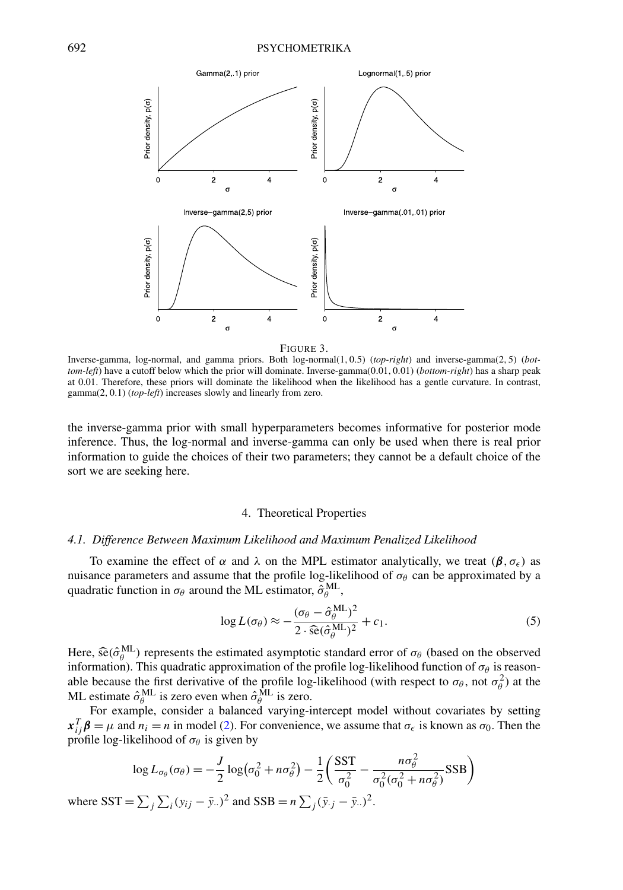FIGURE 3.
Inverse-gamma, log-normal, and gamma priors. Both log-normal$(1, 0.5)$ (*top-right*) and inverse-gamma$(2, 5)$ (*bottom-left*) have a cutoff below which the prior will dominate. Inverse-gamma$(0.01, 0.01)$ (*bottom-right*) has a sharp peak at 0.01. Therefore, these priors will dominate the likelihood when the likelihood has a gentle curvature. In contrast, gamma$(2, 0.1)$ (*top-left*) increases slowly and linearly from zero.

the inverse-gamma prior with small hyperparameters becomes informative for posterior mode inference. Thus, the log-normal and inverse-gamma can only be used when there is real prior information to guide the choices of their two parameters; they cannot be a default choice of the sort we are seeking here.

## 4. Theoretical Properties

### *4.1. Difference Between Maximum Likelihood and Maximum Penalized Likelihood*

To examine the effect of $\alpha$ and $\lambda$ on the MPL estimator analytically, we treat $(\boldsymbol{\beta}, \sigma_\epsilon)$ as nuisance parameters and assume that the profile log-likelihood of $\sigma_\theta$ can be approximated by a quadratic function in $\sigma_\theta$ around the ML estimator, $\hat{\sigma}_\theta^{\text{ML}}$,

$$\log L(\sigma_\theta) \approx -\frac{(\sigma_\theta - \hat{\sigma}_\theta^{\text{ML}})^2}{2 \cdot \widehat{\text{se}}(\hat{\sigma}_\theta^{\text{ML}})^2} + c_1. \tag{5}$$

Here, $\widehat{\text{se}}(\hat{\sigma}_\theta^{\text{ML}})$ represents the estimated asymptotic standard error of $\sigma_\theta$ (based on the observed information). This quadratic approximation of the profile log-likelihood function of $\sigma_\theta$ is reasonable because the first derivative of the profile log-likelihood (with respect to $\sigma_\theta$, not $\sigma_\theta^2$) at the ML estimate $\hat{\sigma}_\theta^{\text{ML}}$ is zero even when $\hat{\sigma}_\theta^{\text{ML}}$ is zero.

For example, consider a balanced varying-intercept model without covariates by setting $\boldsymbol{x}_{ij}^T \boldsymbol{\beta} = \mu$ and $n_i = n$ in model (2). For convenience, we assume that $\sigma_\epsilon$ is known as $\sigma_0$. Then the profile log-likelihood of $\sigma_\theta$ is given by

$$\log L_{\sigma_\theta}(\sigma_\theta) = -\frac{J}{2} \log\left(\sigma_0^2 + n\sigma_\theta^2\right) - \frac{1}{2}\left(\frac{\text{SST}}{\sigma_0^2} - \frac{n\sigma_\theta^2}{\sigma_0^2(\sigma_0^2 + n\sigma_\theta^2)}\text{SSB}\right)$$

where $\text{SST} = \sum_j \sum_i (y_{ij} - \bar{y}_{\cdot\cdot})^2$ and $\text{SSB} = n \sum_j (\bar{y}_{\cdot j} - \bar{y}_{\cdot\cdot})^2$.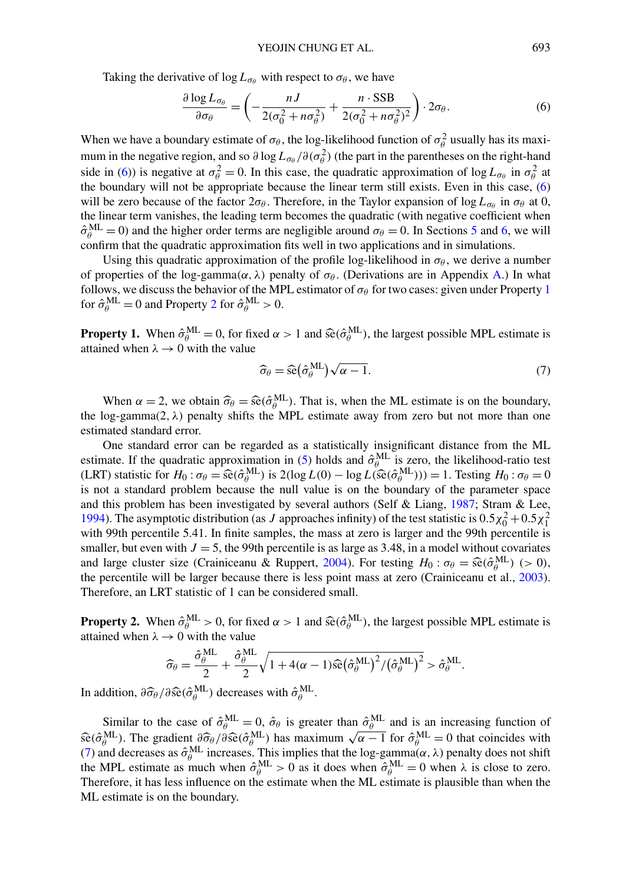Taking the derivative of $\log L_{\sigma_\theta}$ with respect to $\sigma_\theta$, we have

$$\frac{\partial \log L_{\sigma_\theta}}{\partial \sigma_\theta} = \left( -\frac{nJ}{2(\sigma_0^2 + n\sigma_\theta^2)} + \frac{n \cdot \text{SSB}}{2(\sigma_0^2 + n\sigma_\theta^2)^2} \right) \cdot 2\sigma_\theta. \tag{6}$$

When we have a boundary estimate of $\sigma_\theta$, the log-likelihood function of $\sigma_\theta^2$ usually has its maximum in the negative region, and so $\partial \log L_{\sigma_\theta}/\partial(\sigma_\theta^2)$ (the part in the parentheses on the right-hand side in (6)) is negative at $\sigma_\theta^2 = 0$. In this case, the quadratic approximation of $\log L_{\sigma_\theta}$ in $\sigma_\theta^2$ at the boundary will not be appropriate because the linear term still exists. Even in this case, (6) will be zero because of the factor $2\sigma_\theta$. Therefore, in the Taylor expansion of $\log L_{\sigma_\theta}$ in $\sigma_\theta$ at 0, the linear term vanishes, the leading term becomes the quadratic (with negative coefficient when $\hat{\sigma}_\theta^{\text{ML}} = 0$) and the higher order terms are negligible around $\sigma_\theta = 0$. In Sections 5 and 6, we will confirm that the quadratic approximation fits well in two applications and in simulations.

Using this quadratic approximation of the profile log-likelihood in $\sigma_\theta$, we derive a number of properties of the log-gamma$(\alpha, \lambda)$ penalty of $\sigma_\theta$. (Derivations are in Appendix A.) In what follows, we discuss the behavior of the MPL estimator of $\sigma_\theta$ for two cases: given under Property 1 for $\hat{\sigma}_\theta^{\text{ML}} = 0$ and Property 2 for $\hat{\sigma}_\theta^{\text{ML}} > 0$.

**Property 1.** When $\hat{\sigma}_\theta^{\text{ML}} = 0$, for fixed $\alpha > 1$ and $\widehat{\text{se}}(\hat{\sigma}_\theta^{\text{ML}})$, the largest possible MPL estimate is attained when $\lambda \to 0$ with the value

$$\widehat{\sigma}_\theta = \widehat{\text{se}}\big(\hat{\sigma}_\theta^{\text{ML}}\big)\sqrt{\alpha - 1}. \tag{7}$$

When $\alpha = 2$, we obtain $\widehat{\sigma}_\theta = \widehat{\text{se}}(\hat{\sigma}_\theta^{\text{ML}})$. That is, when the ML estimate is on the boundary, the log-gamma$(2, \lambda)$ penalty shifts the MPL estimate away from zero but not more than one estimated standard error.

One standard error can be regarded as a statistically insignificant distance from the ML estimate. If the quadratic approximation in (5) holds and $\hat{\sigma}_\theta^{\text{ML}}$ is zero, the likelihood-ratio test (LRT) statistic for $H_0 : \sigma_\theta = \widehat{\text{se}}(\hat{\sigma}_\theta^{\text{ML}})$ is $2(\log L(0) - \log L(\widehat{\text{se}}(\hat{\sigma}_\theta^{\text{ML}}))) = 1$. Testing $H_0 : \sigma_\theta = 0$ is not a standard problem because the null value is on the boundary of the parameter space and this problem has been investigated by several authors (Self & Liang, 1987; Stram & Lee, 1994). The asymptotic distribution (as $J$ approaches infinity) of the test statistic is $0.5\chi_0^2 + 0.5\chi_1^2$ with 99th percentile 5.41. In finite samples, the mass at zero is larger and the 99th percentile is smaller, but even with $J = 5$, the 99th percentile is as large as 3.48, in a model without covariates and large cluster size (Crainiceanu & Ruppert, 2004). For testing $H_0 : \sigma_\theta = \widehat{\text{se}}(\hat{\sigma}_\theta^{\text{ML}})$ $(> 0)$, the percentile will be larger because there is less point mass at zero (Crainiceanu et al., 2003). Therefore, an LRT statistic of 1 can be considered small.

**Property 2.** When $\hat{\sigma}_\theta^{\text{ML}} > 0$, for fixed $\alpha > 1$ and $\widehat{\text{se}}(\hat{\sigma}_\theta^{\text{ML}})$, the largest possible MPL estimate is attained when $\lambda \to 0$ with the value

$$\widehat{\sigma}_\theta = \frac{\hat{\sigma}_\theta^{\text{ML}}}{2} + \frac{\hat{\sigma}_\theta^{\text{ML}}}{2}\sqrt{1 + 4(\alpha - 1)\widehat{\text{se}}\big(\hat{\sigma}_\theta^{\text{ML}}\big)^2/\big(\hat{\sigma}_\theta^{\text{ML}}\big)^2} > \hat{\sigma}_\theta^{\text{ML}}.$$

In addition, $\partial\widehat{\sigma}_\theta/\partial\widehat{\text{se}}(\hat{\sigma}_\theta^{\text{ML}})$ decreases with $\hat{\sigma}_\theta^{\text{ML}}$.

Similar to the case of $\hat{\sigma}_\theta^{\text{ML}} = 0$, $\hat{\sigma}_\theta$ is greater than $\hat{\sigma}_\theta^{\text{ML}}$ and is an increasing function of $\widehat{\text{se}}(\hat{\sigma}_\theta^{\text{ML}})$. The gradient $\partial\widehat{\sigma}_\theta/\partial\widehat{\text{se}}(\hat{\sigma}_\theta^{\text{ML}})$ has maximum $\sqrt{\alpha - 1}$ for $\hat{\sigma}_\theta^{\text{ML}} = 0$ that coincides with (7) and decreases as $\hat{\sigma}_\theta^{\text{ML}}$ increases. This implies that the log-gamma$(\alpha, \lambda)$ penalty does not shift the MPL estimate as much when $\hat{\sigma}_\theta^{\text{ML}} > 0$ as it does when $\hat{\sigma}_\theta^{\text{ML}} = 0$ when $\lambda$ is close to zero. Therefore, it has less influence on the estimate when the ML estimate is plausible than when the ML estimate is on the boundary.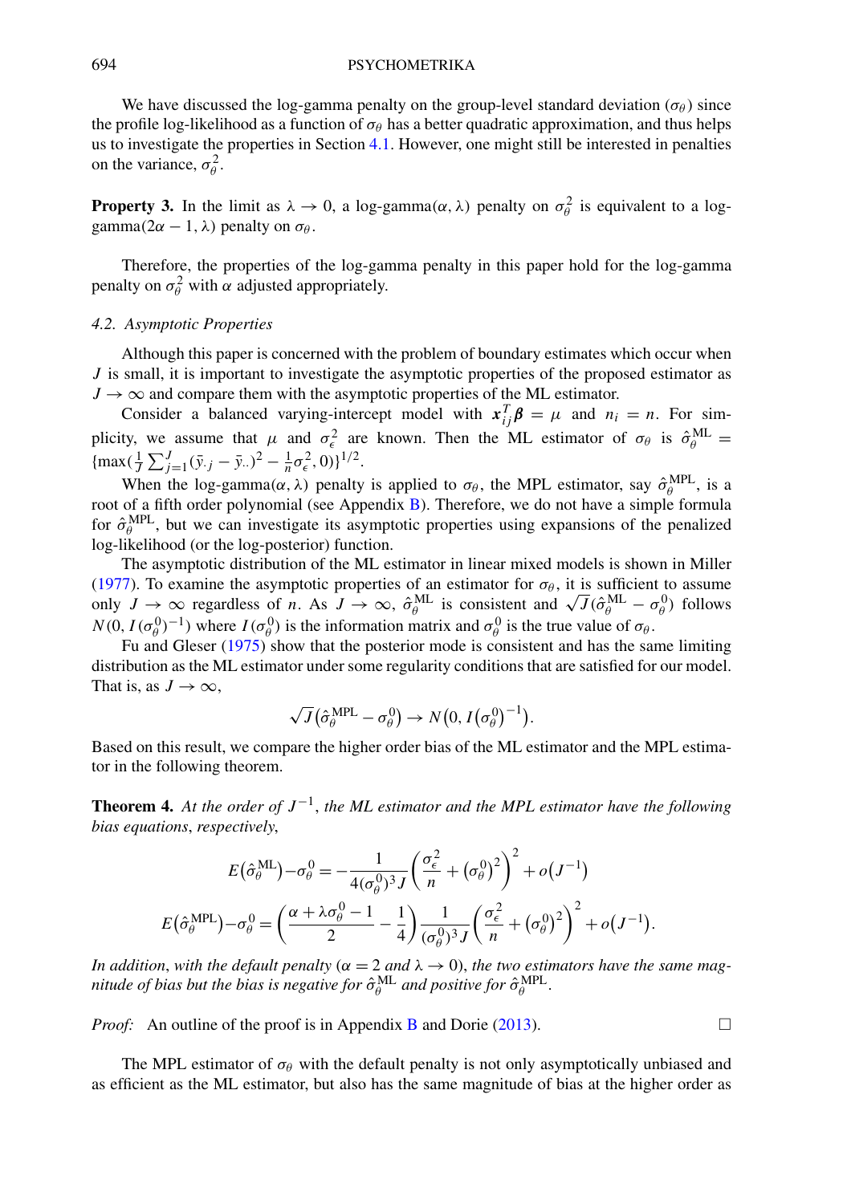We have discussed the log-gamma penalty on the group-level standard deviation ($\sigma_\theta$) since the profile log-likelihood as a function of $\sigma_\theta$ has a better quadratic approximation, and thus helps us to investigate the properties in Section 4.1. However, one might still be interested in penalties on the variance, $\sigma_\theta^2$.

**Property 3.** In the limit as $\lambda \to 0$, a log-gamma$(\alpha, \lambda)$ penalty on $\sigma_\theta^2$ is equivalent to a log-gamma$(2\alpha - 1, \lambda)$ penalty on $\sigma_\theta$.

Therefore, the properties of the log-gamma penalty in this paper hold for the log-gamma penalty on $\sigma_\theta^2$ with $\alpha$ adjusted appropriately.

### 4.2. *Asymptotic Properties*

Although this paper is concerned with the problem of boundary estimates which occur when $J$ is small, it is important to investigate the asymptotic properties of the proposed estimator as $J \to \infty$ and compare them with the asymptotic properties of the ML estimator.

Consider a balanced varying-intercept model with $\boldsymbol{x}_{ij}^T \boldsymbol{\beta} = \mu$ and $n_i = n$. For simplicity, we assume that $\mu$ and $\sigma_\epsilon^2$ are known. Then the ML estimator of $\sigma_\theta$ is $\hat{\sigma}_\theta^{\text{ML}} = \{\max(\frac{1}{J}\sum_{j=1}^{J}(\bar{y}_{\cdot j} - \bar{y}_{\cdot\cdot})^2 - \frac{1}{n}\sigma_\epsilon^2, 0)\}^{1/2}$.

When the log-gamma$(\alpha, \lambda)$ penalty is applied to $\sigma_\theta$, the MPL estimator, say $\hat{\sigma}_\theta^{\text{MPL}}$, is a root of a fifth order polynomial (see Appendix B). Therefore, we do not have a simple formula for $\hat{\sigma}_\theta^{\text{MPL}}$, but we can investigate its asymptotic properties using expansions of the penalized log-likelihood (or the log-posterior) function.

The asymptotic distribution of the ML estimator in linear mixed models is shown in Miller (1977). To examine the asymptotic properties of an estimator for $\sigma_\theta$, it is sufficient to assume only $J \to \infty$ regardless of $n$. As $J \to \infty$, $\hat{\sigma}_\theta^{\text{ML}}$ is consistent and $\sqrt{J}(\hat{\sigma}_\theta^{\text{ML}} - \sigma_\theta^0)$ follows $N(0, I(\sigma_\theta^0)^{-1})$ where $I(\sigma_\theta^0)$ is the information matrix and $\sigma_\theta^0$ is the true value of $\sigma_\theta$.

Fu and Gleser (1975) show that the posterior mode is consistent and has the same limiting distribution as the ML estimator under some regularity conditions that are satisfied for our model. That is, as $J \to \infty$,

$$\sqrt{J}\big(\hat{\sigma}_\theta^{\text{MPL}} - \sigma_\theta^0\big) \to N\big(0, I\big(\sigma_\theta^0\big)^{-1}\big).$$

Based on this result, we compare the higher order bias of the ML estimator and the MPL estimator in the following theorem.

**Theorem 4.** *At the order of $J^{-1}$, the ML estimator and the MPL estimator have the following bias equations, respectively,*

$$E\big(\hat{\sigma}_\theta^{\text{ML}}\big) - \sigma_\theta^0 = -\frac{1}{4(\sigma_\theta^0)^3 J}\left(\frac{\sigma_\epsilon^2}{n} + \big(\sigma_\theta^0\big)^2\right)^2 + o\big(J^{-1}\big)$$

$$E\big(\hat{\sigma}_\theta^{\text{MPL}}\big) - \sigma_\theta^0 = \left(\frac{\alpha + \lambda\sigma_\theta^0 - 1}{2} - \frac{1}{4}\right)\frac{1}{(\sigma_\theta^0)^3 J}\left(\frac{\sigma_\epsilon^2}{n} + \big(\sigma_\theta^0\big)^2\right)^2 + o\big(J^{-1}\big).$$

*In addition, with the default penalty ($\alpha = 2$ and $\lambda \to 0$), the two estimators have the same magnitude of bias but the bias is negative for $\hat{\sigma}_\theta^{\text{ML}}$ and positive for $\hat{\sigma}_\theta^{\text{MPL}}$.*

*Proof:* An outline of the proof is in Appendix B and Dorie (2013). □

The MPL estimator of $\sigma_\theta$ with the default penalty is not only asymptotically unbiased and as efficient as the ML estimator, but also has the same magnitude of bias at the higher order as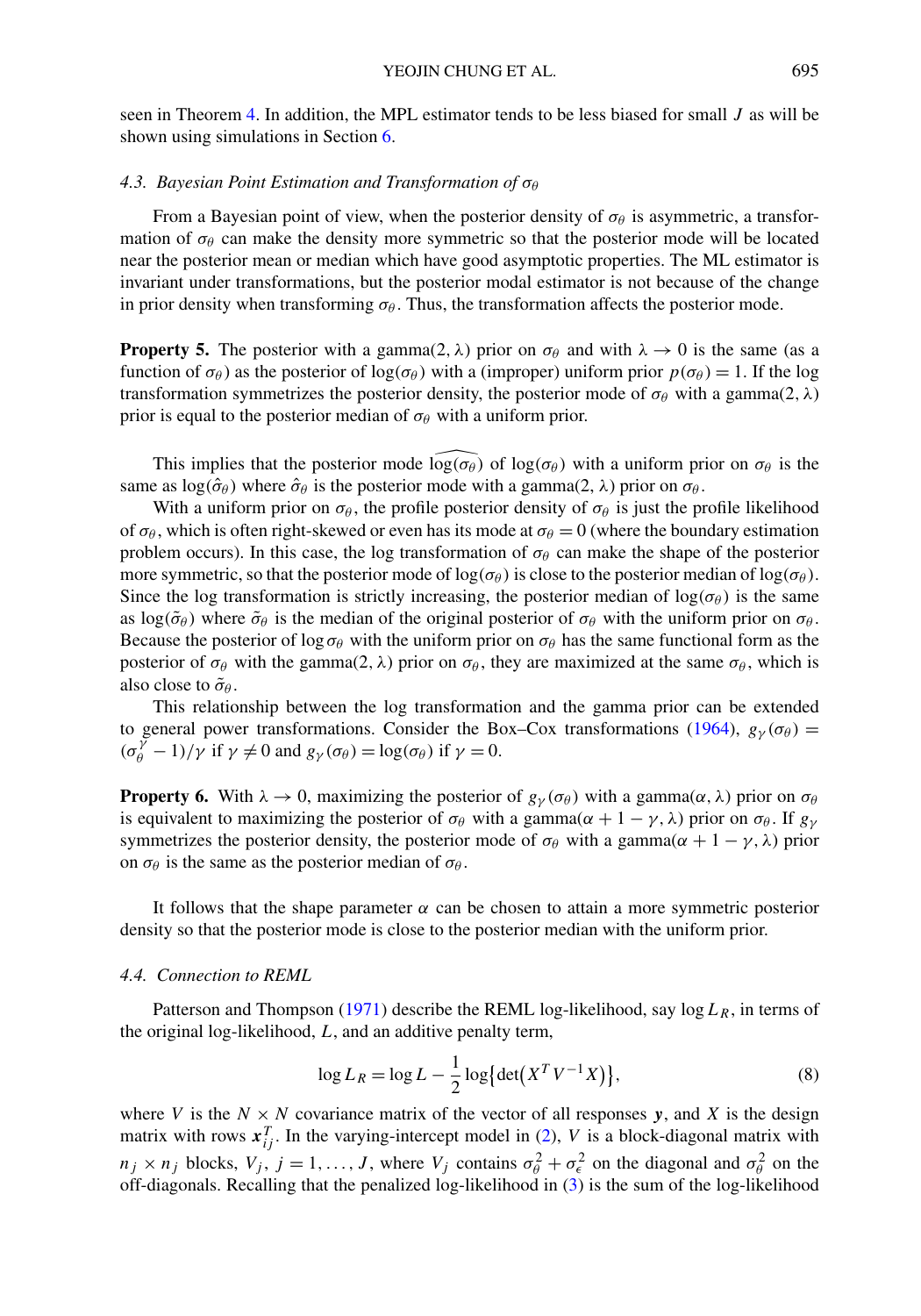seen in Theorem 4. In addition, the MPL estimator tends to be less biased for small $J$ as will be shown using simulations in Section 6.

### 4.3. Bayesian Point Estimation and Transformation of $\sigma_\theta$

From a Bayesian point of view, when the posterior density of $\sigma_\theta$ is asymmetric, a transformation of $\sigma_\theta$ can make the density more symmetric so that the posterior mode will be located near the posterior mean or median which have good asymptotic properties. The ML estimator is invariant under transformations, but the posterior modal estimator is not because of the change in prior density when transforming $\sigma_\theta$. Thus, the transformation affects the posterior mode.

**Property 5.** The posterior with a gamma$(2, \lambda)$ prior on $\sigma_\theta$ and with $\lambda \to 0$ is the same (as a function of $\sigma_\theta$) as the posterior of $\log(\sigma_\theta)$ with a (improper) uniform prior $p(\sigma_\theta) = 1$. If the log transformation symmetrizes the posterior density, the posterior mode of $\sigma_\theta$ with a gamma$(2, \lambda)$ prior is equal to the posterior median of $\sigma_\theta$ with a uniform prior.

This implies that the posterior mode $\widehat{\log(\sigma_\theta)}$ of $\log(\sigma_\theta)$ with a uniform prior on $\sigma_\theta$ is the same as $\log(\hat{\sigma}_\theta)$ where $\hat{\sigma}_\theta$ is the posterior mode with a gamma$(2, \lambda)$ prior on $\sigma_\theta$.

With a uniform prior on $\sigma_\theta$, the profile posterior density of $\sigma_\theta$ is just the profile likelihood of $\sigma_\theta$, which is often right-skewed or even has its mode at $\sigma_\theta = 0$ (where the boundary estimation problem occurs). In this case, the log transformation of $\sigma_\theta$ can make the shape of the posterior more symmetric, so that the posterior mode of $\log(\sigma_\theta)$ is close to the posterior median of $\log(\sigma_\theta)$. Since the log transformation is strictly increasing, the posterior median of $\log(\sigma_\theta)$ is the same as $\log(\tilde{\sigma}_\theta)$ where $\tilde{\sigma}_\theta$ is the median of the original posterior of $\sigma_\theta$ with the uniform prior on $\sigma_\theta$. Because the posterior of $\log \sigma_\theta$ with the uniform prior on $\sigma_\theta$ has the same functional form as the posterior of $\sigma_\theta$ with the gamma$(2, \lambda)$ prior on $\sigma_\theta$, they are maximized at the same $\sigma_\theta$, which is also close to $\tilde{\sigma}_\theta$.

This relationship between the log transformation and the gamma prior can be extended to general power transformations. Consider the Box–Cox transformations (1964), $g_\gamma(\sigma_\theta) = (\sigma_\theta^\gamma - 1)/\gamma$ if $\gamma \neq 0$ and $g_\gamma(\sigma_\theta) = \log(\sigma_\theta)$ if $\gamma = 0$.

**Property 6.** With $\lambda \to 0$, maximizing the posterior of $g_\gamma(\sigma_\theta)$ with a gamma$(\alpha, \lambda)$ prior on $\sigma_\theta$ is equivalent to maximizing the posterior of $\sigma_\theta$ with a gamma$(\alpha + 1 - \gamma, \lambda)$ prior on $\sigma_\theta$. If $g_\gamma$ symmetrizes the posterior density, the posterior mode of $\sigma_\theta$ with a gamma$(\alpha + 1 - \gamma, \lambda)$ prior on $\sigma_\theta$ is the same as the posterior median of $\sigma_\theta$.

It follows that the shape parameter $\alpha$ can be chosen to attain a more symmetric posterior density so that the posterior mode is close to the posterior median with the uniform prior.

### 4.4. Connection to REML

Patterson and Thompson (1971) describe the REML log-likelihood, say $\log L_R$, in terms of the original log-likelihood, $L$, and an additive penalty term,

$$\log L_R = \log L - \frac{1}{2} \log\{\det(X^T V^{-1} X)\}, \tag{8}$$

where $V$ is the $N \times N$ covariance matrix of the vector of all responses $\boldsymbol{y}$, and $X$ is the design matrix with rows $\boldsymbol{x}_{ij}^T$. In the varying-intercept model in (2), $V$ is a block-diagonal matrix with $n_j \times n_j$ blocks, $V_j$, $j = 1, \ldots, J$, where $V_j$ contains $\sigma_\theta^2 + \sigma_\epsilon^2$ on the diagonal and $\sigma_\theta^2$ on the off-diagonals. Recalling that the penalized log-likelihood in (3) is the sum of the log-likelihood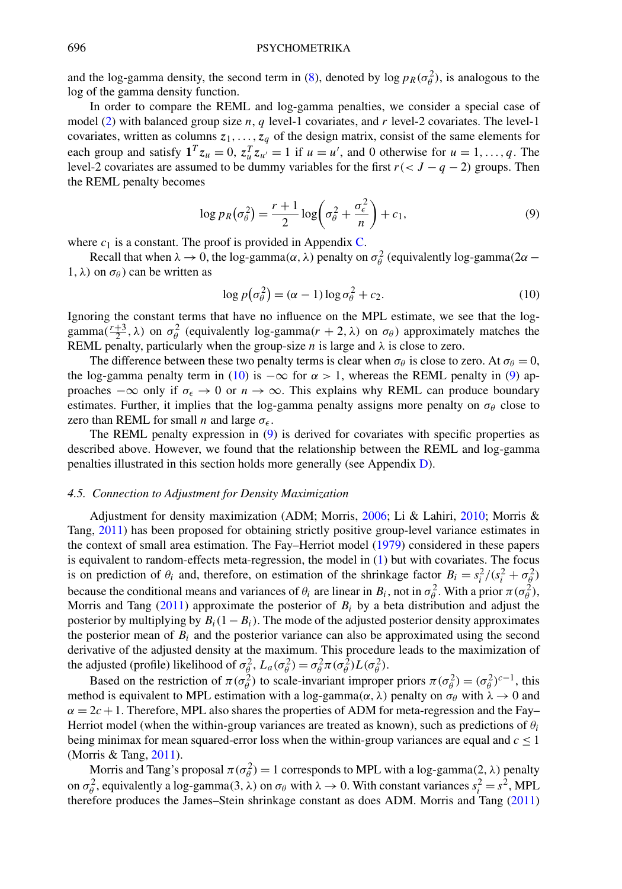and the log-gamma density, the second term in (8), denoted by $\log p_R(\sigma_\theta^2)$, is analogous to the log of the gamma density function.

In order to compare the REML and log-gamma penalties, we consider a special case of model (2) with balanced group size $n$, $q$ level-1 covariates, and $r$ level-2 covariates. The level-1 covariates, written as columns $z_1, \ldots, z_q$ of the design matrix, consist of the same elements for each group and satisfy $\mathbf{1}^T z_u = 0$, $z_u^T z_{u'} = 1$ if $u = u'$, and 0 otherwise for $u = 1, \ldots, q$. The level-2 covariates are assumed to be dummy variables for the first $r (< J - q - 2)$ groups. Then the REML penalty becomes

$$\log p_R(\sigma_\theta^2) = \frac{r+1}{2} \log\left(\sigma_\theta^2 + \frac{\sigma_\epsilon^2}{n}\right) + c_1, \tag{9}$$

where $c_1$ is a constant. The proof is provided in Appendix C.

Recall that when $\lambda \to 0$, the log-gamma$(\alpha, \lambda)$ penalty on $\sigma_\theta^2$ (equivalently log-gamma$(2\alpha - 1, \lambda)$ on $\sigma_\theta$) can be written as

$$\log p(\sigma_\theta^2) = (\alpha - 1) \log \sigma_\theta^2 + c_2. \tag{10}$$

Ignoring the constant terms that have no influence on the MPL estimate, we see that the log-gamma$(\frac{r+3}{2}, \lambda)$ on $\sigma_\theta^2$ (equivalently log-gamma$(r+2, \lambda)$ on $\sigma_\theta$) approximately matches the REML penalty, particularly when the group-size $n$ is large and $\lambda$ is close to zero.

The difference between these two penalty terms is clear when $\sigma_\theta$ is close to zero. At $\sigma_\theta = 0$, the log-gamma penalty term in (10) is $-\infty$ for $\alpha > 1$, whereas the REML penalty in (9) approaches $-\infty$ only if $\sigma_\epsilon \to 0$ or $n \to \infty$. This explains why REML can produce boundary estimates. Further, it implies that the log-gamma penalty assigns more penalty on $\sigma_\theta$ close to zero than REML for small $n$ and large $\sigma_\epsilon$.

The REML penalty expression in (9) is derived for covariates with specific properties as described above. However, we found that the relationship between the REML and log-gamma penalties illustrated in this section holds more generally (see Appendix D).

### *4.5. Connection to Adjustment for Density Maximization*

Adjustment for density maximization (ADM; Morris, 2006; Li & Lahiri, 2010; Morris & Tang, 2011) has been proposed for obtaining strictly positive group-level variance estimates in the context of small area estimation. The Fay–Herriot model (1979) considered in these papers is equivalent to random-effects meta-regression, the model in (1) but with covariates. The focus is on prediction of $\theta_i$ and, therefore, on estimation of the shrinkage factor $B_i = s_i^2/(s_i^2 + \sigma_\theta^2)$ because the conditional means and variances of $\theta_i$ are linear in $B_i$, not in $\sigma_\theta^2$. With a prior $\pi(\sigma_\theta^2)$, Morris and Tang (2011) approximate the posterior of $B_i$ by a beta distribution and adjust the posterior by multiplying by $B_i(1 - B_i)$. The mode of the adjusted posterior density approximates the posterior mean of $B_i$ and the posterior variance can also be approximated using the second derivative of the adjusted density at the maximum. This procedure leads to the maximization of the adjusted (profile) likelihood of $\sigma_\theta^2$, $L_a(\sigma_\theta^2) = \sigma_\theta^2 \pi(\sigma_\theta^2) L(\sigma_\theta^2)$.

Based on the restriction of $\pi(\sigma_\theta^2)$ to scale-invariant improper priors $\pi(\sigma_\theta^2) = (\sigma_\theta^2)^{c-1}$, this method is equivalent to MPL estimation with a log-gamma$(\alpha, \lambda)$ penalty on $\sigma_\theta$ with $\lambda \to 0$ and $\alpha = 2c + 1$. Therefore, MPL also shares the properties of ADM for meta-regression and the Fay–Herriot model (when the within-group variances are treated as known), such as predictions of $\theta_i$ being minimax for mean squared-error loss when the within-group variances are equal and $c \le 1$ (Morris & Tang, 2011).

Morris and Tang's proposal $\pi(\sigma_\theta^2) = 1$ corresponds to MPL with a log-gamma$(2, \lambda)$ penalty on $\sigma_\theta^2$, equivalently a log-gamma$(3, \lambda)$ on $\sigma_\theta$ with $\lambda \to 0$. With constant variances $s_i^2 = s^2$, MPL therefore produces the James–Stein shrinkage constant as does ADM. Morris and Tang (2011)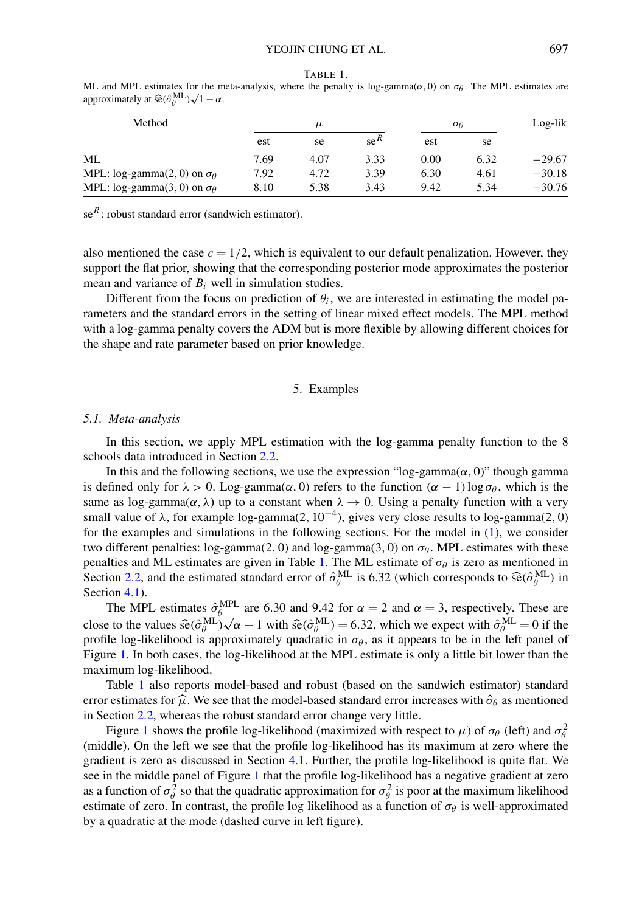TABLE 1.
ML and MPL estimates for the meta-analysis, where the penalty is log-gamma$(\alpha, 0)$ on $\sigma_\theta$. The MPL estimates are approximately at $\widehat{\text{se}}(\hat{\sigma}_\theta^{\text{ML}})\sqrt{1-\alpha}$.

| Method | $\mu$ | | | $\sigma_\theta$ | | Log-lik |
|---|---|---|---|---|---|---|
| | est | se | se$^R$ | est | se | |
| ML | 7.69 | 4.07 | 3.33 | 0.00 | 6.32 | −29.67 |
| MPL: log-gamma$(2, 0)$ on $\sigma_\theta$ | 7.92 | 4.72 | 3.39 | 6.30 | 4.61 | −30.18 |
| MPL: log-gamma$(3, 0)$ on $\sigma_\theta$ | 8.10 | 5.38 | 3.43 | 9.42 | 5.34 | −30.76 |

se$^R$: robust standard error (sandwich estimator).

also mentioned the case $c = 1/2$, which is equivalent to our default penalization. However, they support the flat prior, showing that the corresponding posterior mode approximates the posterior mean and variance of $B_i$ well in simulation studies.

Different from the focus on prediction of $\theta_i$, we are interested in estimating the model parameters and the standard errors in the setting of linear mixed effect models. The MPL method with a log-gamma penalty covers the ADM but is more flexible by allowing different choices for the shape and rate parameter based on prior knowledge.

## 5. Examples

### 5.1. *Meta-analysis*

In this section, we apply MPL estimation with the log-gamma penalty function to the 8 schools data introduced in Section 2.2.

In this and the following sections, we use the expression "log-gamma$(\alpha, 0)$" though gamma is defined only for $\lambda > 0$. Log-gamma$(\alpha, 0)$ refers to the function $(\alpha - 1)\log\sigma_\theta$, which is the same as log-gamma$(\alpha, \lambda)$ up to a constant when $\lambda \to 0$. Using a penalty function with a very small value of $\lambda$, for example log-gamma$(2, 10^{-4})$, gives very close results to log-gamma$(2, 0)$ for the examples and simulations in the following sections. For the model in (1), we consider two different penalties: log-gamma$(2, 0)$ and log-gamma$(3, 0)$ on $\sigma_\theta$. MPL estimates with these penalties and ML estimates are given in Table 1. The ML estimate of $\sigma_\theta$ is zero as mentioned in Section 2.2, and the estimated standard error of $\hat{\sigma}_\theta^{\text{ML}}$ is 6.32 (which corresponds to $\widehat{\text{se}}(\hat{\sigma}_\theta^{\text{ML}})$ in Section 4.1).

The MPL estimates $\hat{\sigma}_\theta^{\text{MPL}}$ are 6.30 and 9.42 for $\alpha = 2$ and $\alpha = 3$, respectively. These are close to the values $\widehat{\text{se}}(\hat{\sigma}_\theta^{\text{ML}})\sqrt{\alpha - 1}$ with $\widehat{\text{se}}(\hat{\sigma}_\theta^{\text{ML}}) = 6.32$, which we expect with $\hat{\sigma}_\theta^{\text{ML}} = 0$ if the profile log-likelihood is approximately quadratic in $\sigma_\theta$, as it appears to be in the left panel of Figure 1. In both cases, the log-likelihood at the MPL estimate is only a little bit lower than the maximum log-likelihood.

Table 1 also reports model-based and robust (based on the sandwich estimator) standard error estimates for $\widehat{\mu}$. We see that the model-based standard error increases with $\hat{\sigma}_\theta$ as mentioned in Section 2.2, whereas the robust standard error change very little.

Figure 1 shows the profile log-likelihood (maximized with respect to $\mu$) of $\sigma_\theta$ (left) and $\sigma_\theta^2$ (middle). On the left we see that the profile log-likelihood has its maximum at zero where the gradient is zero as discussed in Section 4.1. Further, the profile log-likelihood is quite flat. We see in the middle panel of Figure 1 that the profile log-likelihood has a negative gradient at zero as a function of $\sigma_\theta^2$ so that the quadratic approximation for $\sigma_\theta^2$ is poor at the maximum likelihood estimate of zero. In contrast, the profile log likelihood as a function of $\sigma_\theta$ is well-approximated by a quadratic at the mode (dashed curve in left figure).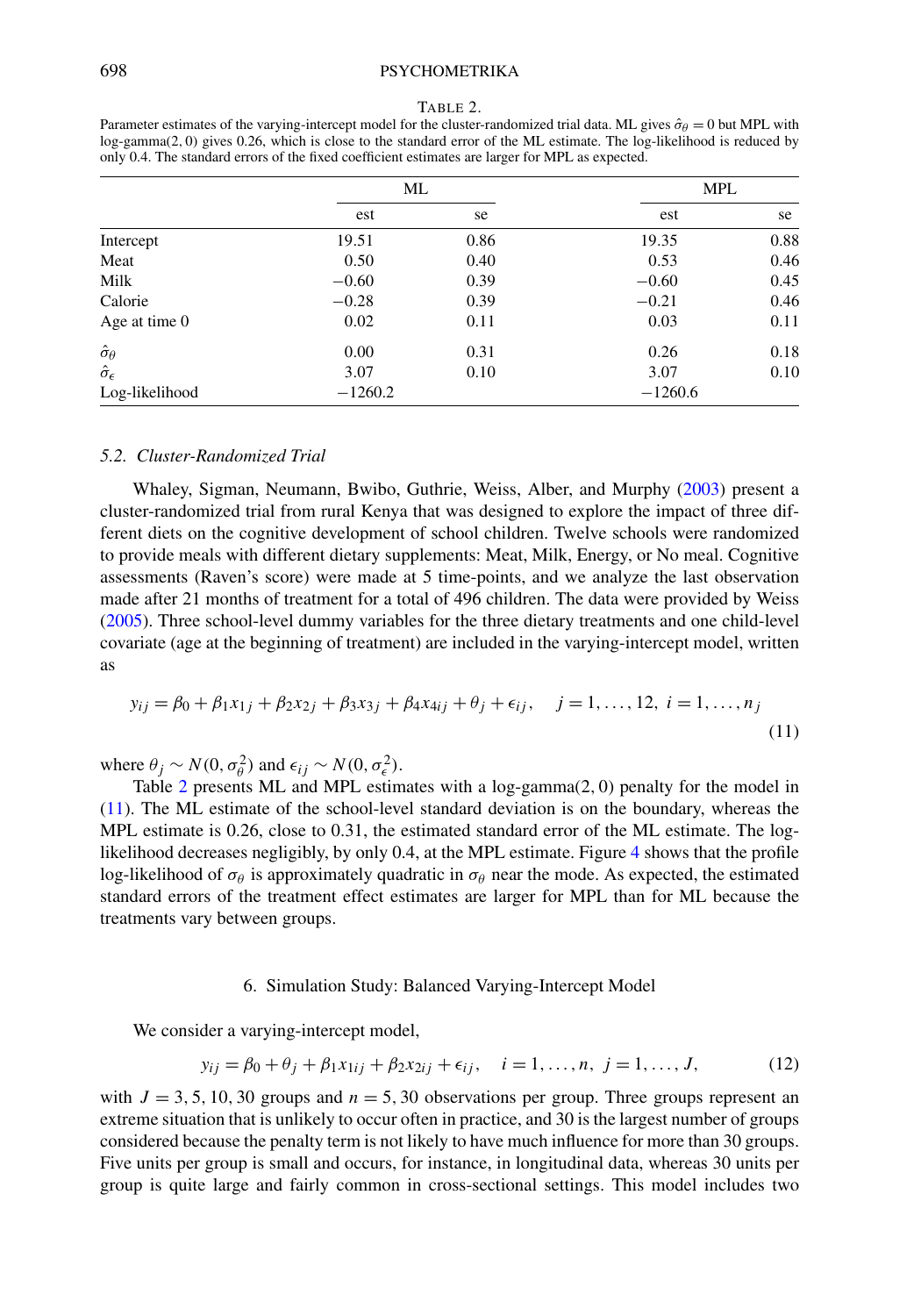TABLE 2.

Parameter estimates of the varying-intercept model for the cluster-randomized trial data. ML gives $\hat{\sigma}_\theta = 0$ but MPL with log-gamma(2, 0) gives 0.26, which is close to the standard error of the ML estimate. The log-likelihood is reduced by only 0.4. The standard errors of the fixed coefficient estimates are larger for MPL as expected.

| | ML | | MPL | |
|---|---|---|---|---|
| | est | se | est | se |
| Intercept | 19.51 | 0.86 | 19.35 | 0.88 |
| Meat | 0.50 | 0.40 | 0.53 | 0.46 |
| Milk | −0.60 | 0.39 | −0.60 | 0.45 |
| Calorie | −0.28 | 0.39 | −0.21 | 0.46 |
| Age at time 0 | 0.02 | 0.11 | 0.03 | 0.11 |
| $\hat{\sigma}_\theta$ | 0.00 | 0.31 | 0.26 | 0.18 |
| $\hat{\sigma}_\epsilon$ | 3.07 | 0.10 | 3.07 | 0.10 |
| Log-likelihood | −1260.2 | | −1260.6 | |

### *5.2. Cluster-Randomized Trial*

Whaley, Sigman, Neumann, Bwibo, Guthrie, Weiss, Alber, and Murphy (2003) present a cluster-randomized trial from rural Kenya that was designed to explore the impact of three different diets on the cognitive development of school children. Twelve schools were randomized to provide meals with different dietary supplements: Meat, Milk, Energy, or No meal. Cognitive assessments (Raven's score) were made at 5 time-points, and we analyze the last observation made after 21 months of treatment for a total of 496 children. The data were provided by Weiss (2005). Three school-level dummy variables for the three dietary treatments and one child-level covariate (age at the beginning of treatment) are included in the varying-intercept model, written as

$$y_{ij} = \beta_0 + \beta_1 x_{1j} + \beta_2 x_{2j} + \beta_3 x_{3j} + \beta_4 x_{4ij} + \theta_j + \epsilon_{ij}, \quad j = 1, \dots, 12,\ i = 1, \dots, n_j \tag{11}$$

where $\theta_j \sim N(0, \sigma_\theta^2)$ and $\epsilon_{ij} \sim N(0, \sigma_\epsilon^2)$.

Table 2 presents ML and MPL estimates with a log-gamma(2, 0) penalty for the model in (11). The ML estimate of the school-level standard deviation is on the boundary, whereas the MPL estimate is 0.26, close to 0.31, the estimated standard error of the ML estimate. The log-likelihood decreases negligibly, by only 0.4, at the MPL estimate. Figure 4 shows that the profile log-likelihood of $\sigma_\theta$ is approximately quadratic in $\sigma_\theta$ near the mode. As expected, the estimated standard errors of the treatment effect estimates are larger for MPL than for ML because the treatments vary between groups.

## 6. Simulation Study: Balanced Varying-Intercept Model

We consider a varying-intercept model,

$$y_{ij} = \beta_0 + \theta_j + \beta_1 x_{1ij} + \beta_2 x_{2ij} + \epsilon_{ij}, \quad i = 1, \dots, n,\ j = 1, \dots, J, \tag{12}$$

with $J = 3, 5, 10, 30$ groups and $n = 5, 30$ observations per group. Three groups represent an extreme situation that is unlikely to occur often in practice, and 30 is the largest number of groups considered because the penalty term is not likely to have much influence for more than 30 groups. Five units per group is small and occurs, for instance, in longitudinal data, whereas 30 units per group is quite large and fairly common in cross-sectional settings. This model includes two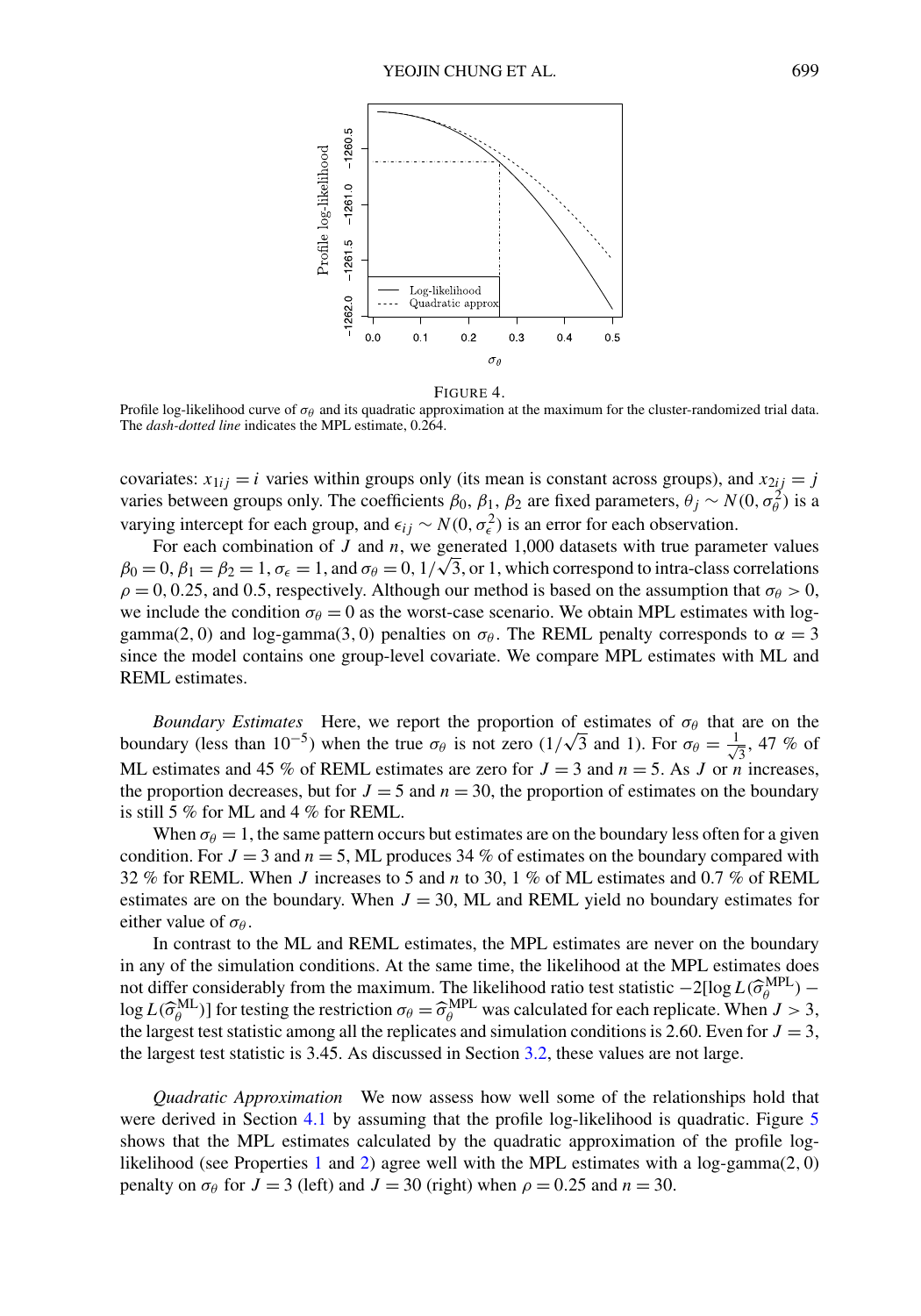FIGURE 4.
Profile log-likelihood curve of $\sigma_\theta$ and its quadratic approximation at the maximum for the cluster-randomized trial data. The *dash-dotted line* indicates the MPL estimate, 0.264.

covariates: $x_{1ij} = i$ varies within groups only (its mean is constant across groups), and $x_{2ij} = j$ varies between groups only. The coefficients $\beta_0$, $\beta_1$, $\beta_2$ are fixed parameters, $\theta_j \sim N(0, \sigma_\theta^2)$ is a varying intercept for each group, and $\epsilon_{ij} \sim N(0, \sigma_\epsilon^2)$ is an error for each observation.

For each combination of $J$ and $n$, we generated 1,000 datasets with true parameter values $\beta_0 = 0$, $\beta_1 = \beta_2 = 1$, $\sigma_\epsilon = 1$, and $\sigma_\theta = 0, 1/\sqrt{3}$, or 1, which correspond to intra-class correlations $\rho = 0, 0.25$, and 0.5, respectively. Although our method is based on the assumption that $\sigma_\theta > 0$, we include the condition $\sigma_\theta = 0$ as the worst-case scenario. We obtain MPL estimates with log-gamma(2, 0) and log-gamma(3, 0) penalties on $\sigma_\theta$. The REML penalty corresponds to $\alpha = 3$ since the model contains one group-level covariate. We compare MPL estimates with ML and REML estimates.

*Boundary Estimates* Here, we report the proportion of estimates of $\sigma_\theta$ that are on the boundary (less than $10^{-5}$) when the true $\sigma_\theta$ is not zero ($1/\sqrt{3}$ and 1). For $\sigma_\theta = \frac{1}{\sqrt{3}}$, 47 % of ML estimates and 45 % of REML estimates are zero for $J = 3$ and $n = 5$. As $J$ or $n$ increases, the proportion decreases, but for $J = 5$ and $n = 30$, the proportion of estimates on the boundary is still 5 % for ML and 4 % for REML.

When $\sigma_\theta = 1$, the same pattern occurs but estimates are on the boundary less often for a given condition. For $J = 3$ and $n = 5$, ML produces 34 % of estimates on the boundary compared with 32 % for REML. When $J$ increases to 5 and $n$ to 30, 1 % of ML estimates and 0.7 % of REML estimates are on the boundary. When $J = 30$, ML and REML yield no boundary estimates for either value of $\sigma_\theta$.

In contrast to the ML and REML estimates, the MPL estimates are never on the boundary in any of the simulation conditions. At the same time, the likelihood at the MPL estimates does not differ considerably from the maximum. The likelihood ratio test statistic $-2[\log L(\widehat{\sigma}_\theta^{\text{MPL}}) - \log L(\widehat{\sigma}_\theta^{\text{ML}})]$ for testing the restriction $\sigma_\theta = \widehat{\sigma}_\theta^{\text{MPL}}$ was calculated for each replicate. When $J > 3$, the largest test statistic among all the replicates and simulation conditions is 2.60. Even for $J = 3$, the largest test statistic is 3.45. As discussed in Section 3.2, these values are not large.

*Quadratic Approximation* We now assess how well some of the relationships hold that were derived in Section 4.1 by assuming that the profile log-likelihood is quadratic. Figure 5 shows that the MPL estimates calculated by the quadratic approximation of the profile log-likelihood (see Properties 1 and 2) agree well with the MPL estimates with a log-gamma(2, 0) penalty on $\sigma_\theta$ for $J = 3$ (left) and $J = 30$ (right) when $\rho = 0.25$ and $n = 30$.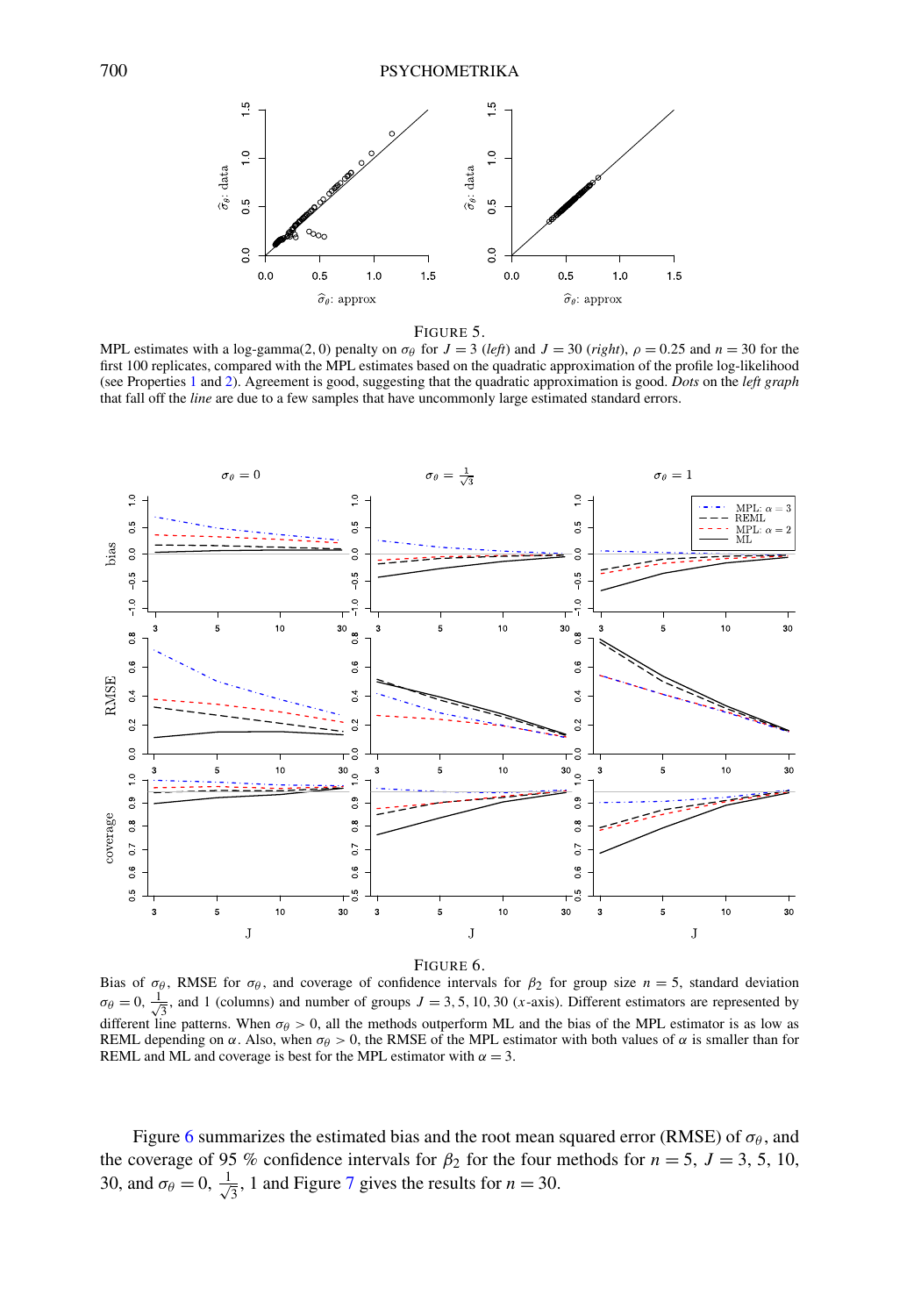FIGURE 5.

MPL estimates with a log-gamma(2, 0) penalty on $\sigma_\theta$ for $J = 3$ (*left*) and $J = 30$ (*right*), $\rho = 0.25$ and $n = 30$ for the first 100 replicates, compared with the MPL estimates based on the quadratic approximation of the profile log-likelihood (see Properties 1 and 2). Agreement is good, suggesting that the quadratic approximation is good. *Dots* on the *left graph* that fall off the *line* are due to a few samples that have uncommonly large estimated standard errors.

FIGURE 6.

Bias of $\sigma_\theta$, RMSE for $\sigma_\theta$, and coverage of confidence intervals for $\beta_2$ for group size $n = 5$, standard deviation $\sigma_\theta = 0, \frac{1}{\sqrt{3}}$, and 1 (columns) and number of groups $J = 3, 5, 10, 30$ ($x$-axis). Different estimators are represented by different line patterns. When $\sigma_\theta > 0$, all the methods outperform ML and the bias of the MPL estimator is as low as REML depending on $\alpha$. Also, when $\sigma_\theta > 0$, the RMSE of the MPL estimator with both values of $\alpha$ is smaller than for REML and ML and coverage is best for the MPL estimator with $\alpha = 3$.

Figure 6 summarizes the estimated bias and the root mean squared error (RMSE) of $\sigma_\theta$, and the coverage of 95 % confidence intervals for $\beta_2$ for the four methods for $n = 5$, $J = 3, 5, 10, 30$, and $\sigma_\theta = 0, \frac{1}{\sqrt{3}}, 1$ and Figure 7 gives the results for $n = 30$.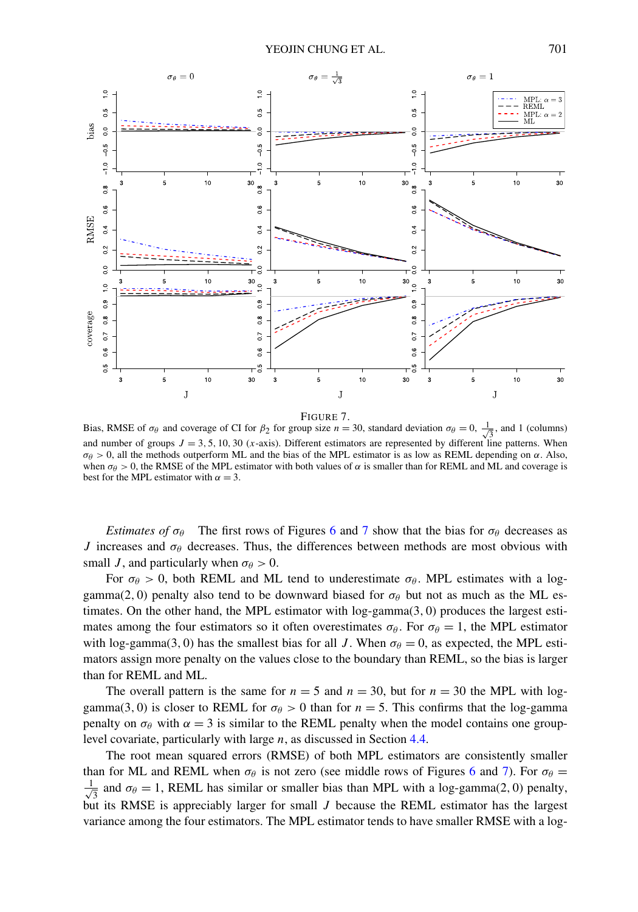FIGURE 7.
Bias, RMSE of $\sigma_\theta$ and coverage of CI for $\beta_2$ for group size $n = 30$, standard deviation $\sigma_\theta = 0, \frac{1}{\sqrt{3}}$, and 1 (columns) and number of groups $J = 3, 5, 10, 30$ ($x$-axis). Different estimators are represented by different line patterns. When $\sigma_\theta > 0$, all the methods outperform ML and the bias of the MPL estimator is as low as REML depending on $\alpha$. Also, when $\sigma_\theta > 0$, the RMSE of the MPL estimator with both values of $\alpha$ is smaller than for REML and ML and coverage is best for the MPL estimator with $\alpha = 3$.

*Estimates of $\sigma_\theta$* The first rows of Figures 6 and 7 show that the bias for $\sigma_\theta$ decreases as $J$ increases and $\sigma_\theta$ decreases. Thus, the differences between methods are most obvious with small $J$, and particularly when $\sigma_\theta > 0$.

For $\sigma_\theta > 0$, both REML and ML tend to underestimate $\sigma_\theta$. MPL estimates with a log-gamma$(2, 0)$ penalty also tend to be downward biased for $\sigma_\theta$ but not as much as the ML estimates. On the other hand, the MPL estimator with log-gamma$(3, 0)$ produces the largest estimates among the four estimators so it often overestimates $\sigma_\theta$. For $\sigma_\theta = 1$, the MPL estimator with log-gamma$(3, 0)$ has the smallest bias for all $J$. When $\sigma_\theta = 0$, as expected, the MPL estimators assign more penalty on the values close to the boundary than REML, so the bias is larger than for REML and ML.

The overall pattern is the same for $n = 5$ and $n = 30$, but for $n = 30$ the MPL with log-gamma$(3, 0)$ is closer to REML for $\sigma_\theta > 0$ than for $n = 5$. This confirms that the log-gamma penalty on $\sigma_\theta$ with $\alpha = 3$ is similar to the REML penalty when the model contains one group-level covariate, particularly with large $n$, as discussed in Section 4.4.

The root mean squared errors (RMSE) of both MPL estimators are consistently smaller than for ML and REML when $\sigma_\theta$ is not zero (see middle rows of Figures 6 and 7). For $\sigma_\theta = \frac{1}{\sqrt{3}}$ and $\sigma_\theta = 1$, REML has similar or smaller bias than MPL with a log-gamma$(2, 0)$ penalty, but its RMSE is appreciably larger for small $J$ because the REML estimator has the largest variance among the four estimators. The MPL estimator tends to have smaller RMSE with a log-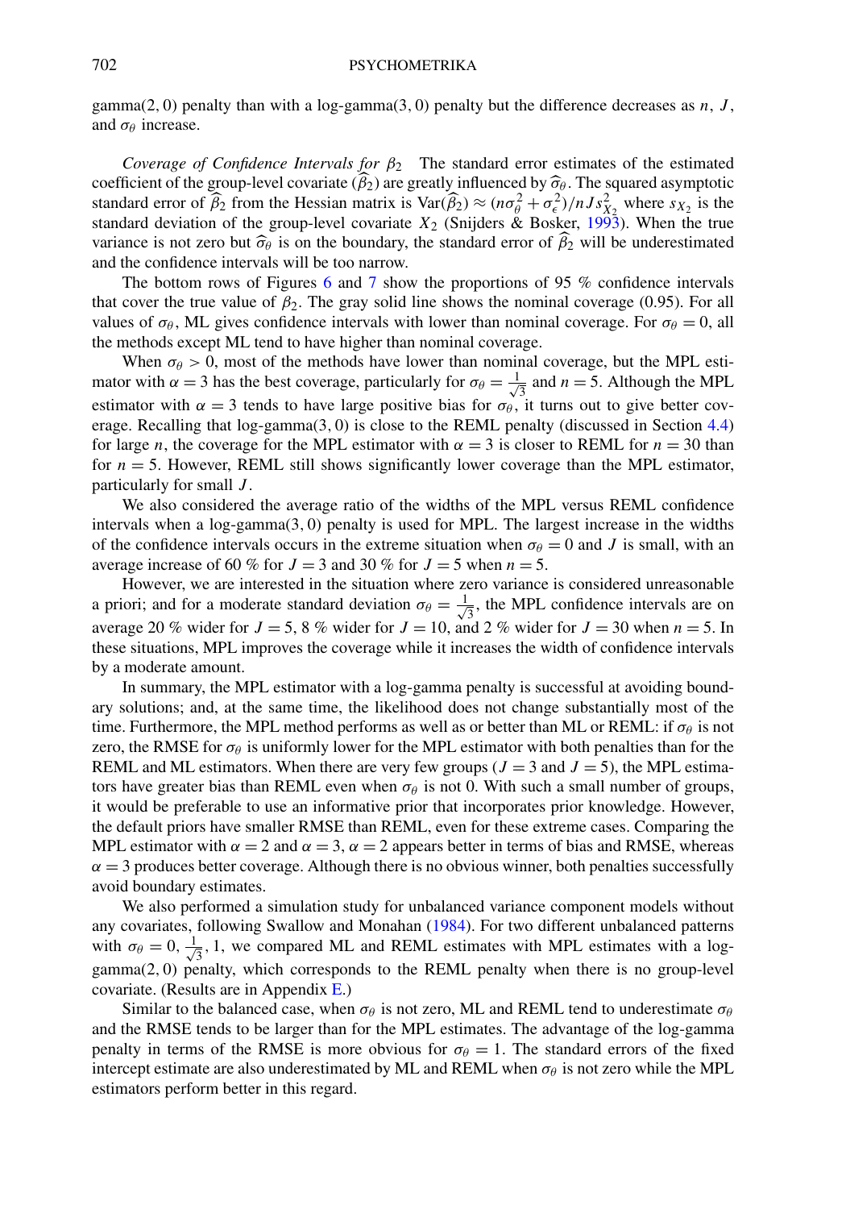gamma(2, 0) penalty than with a log-gamma(3, 0) penalty but the difference decreases as $n$, $J$, and $\sigma_\theta$ increase.

*Coverage of Confidence Intervals for* $\beta_2$ The standard error estimates of the estimated coefficient of the group-level covariate ($\widehat{\beta}_2$) are greatly influenced by $\widehat{\sigma}_\theta$. The squared asymptotic standard error of $\widehat{\beta}_2$ from the Hessian matrix is $\mathrm{Var}(\widehat{\beta}_2) \approx (n\sigma_\theta^2 + \sigma_\epsilon^2)/nJs_{X_2}^2$ where $s_{X_2}$ is the standard deviation of the group-level covariate $X_2$ (Snijders & Bosker, 1993). When the true variance is not zero but $\widehat{\sigma}_\theta$ is on the boundary, the standard error of $\widehat{\beta}_2$ will be underestimated and the confidence intervals will be too narrow.

The bottom rows of Figures 6 and 7 show the proportions of 95 % confidence intervals that cover the true value of $\beta_2$. The gray solid line shows the nominal coverage (0.95). For all values of $\sigma_\theta$, ML gives confidence intervals with lower than nominal coverage. For $\sigma_\theta = 0$, all the methods except ML tend to have higher than nominal coverage.

When $\sigma_\theta > 0$, most of the methods have lower than nominal coverage, but the MPL estimator with $\alpha = 3$ has the best coverage, particularly for $\sigma_\theta = \frac{1}{\sqrt{3}}$ and $n = 5$. Although the MPL estimator with $\alpha = 3$ tends to have large positive bias for $\sigma_\theta$, it turns out to give better coverage. Recalling that log-gamma(3, 0) is close to the REML penalty (discussed in Section 4.4) for large $n$, the coverage for the MPL estimator with $\alpha = 3$ is closer to REML for $n = 30$ than for $n = 5$. However, REML still shows significantly lower coverage than the MPL estimator, particularly for small $J$.

We also considered the average ratio of the widths of the MPL versus REML confidence intervals when a log-gamma(3, 0) penalty is used for MPL. The largest increase in the widths of the confidence intervals occurs in the extreme situation when $\sigma_\theta = 0$ and $J$ is small, with an average increase of 60 % for $J = 3$ and 30 % for $J = 5$ when $n = 5$.

However, we are interested in the situation where zero variance is considered unreasonable a priori; and for a moderate standard deviation $\sigma_\theta = \frac{1}{\sqrt{3}}$, the MPL confidence intervals are on average 20 % wider for $J = 5$, 8 % wider for $J = 10$, and 2 % wider for $J = 30$ when $n = 5$. In these situations, MPL improves the coverage while it increases the width of confidence intervals by a moderate amount.

In summary, the MPL estimator with a log-gamma penalty is successful at avoiding boundary solutions; and, at the same time, the likelihood does not change substantially most of the time. Furthermore, the MPL method performs as well as or better than ML or REML: if $\sigma_\theta$ is not zero, the RMSE for $\sigma_\theta$ is uniformly lower for the MPL estimator with both penalties than for the REML and ML estimators. When there are very few groups ($J = 3$ and $J = 5$), the MPL estimators have greater bias than REML even when $\sigma_\theta$ is not 0. With such a small number of groups, it would be preferable to use an informative prior that incorporates prior knowledge. However, the default priors have smaller RMSE than REML, even for these extreme cases. Comparing the MPL estimator with $\alpha = 2$ and $\alpha = 3$, $\alpha = 2$ appears better in terms of bias and RMSE, whereas $\alpha = 3$ produces better coverage. Although there is no obvious winner, both penalties successfully avoid boundary estimates.

We also performed a simulation study for unbalanced variance component models without any covariates, following Swallow and Monahan (1984). For two different unbalanced patterns with $\sigma_\theta = 0, \frac{1}{\sqrt{3}}, 1$, we compared ML and REML estimates with MPL estimates with a log-gamma(2, 0) penalty, which corresponds to the REML penalty when there is no group-level covariate. (Results are in Appendix E.)

Similar to the balanced case, when $\sigma_\theta$ is not zero, ML and REML tend to underestimate $\sigma_\theta$ and the RMSE tends to be larger than for the MPL estimates. The advantage of the log-gamma penalty in terms of the RMSE is more obvious for $\sigma_\theta = 1$. The standard errors of the fixed intercept estimate are also underestimated by ML and REML when $\sigma_\theta$ is not zero while the MPL estimators perform better in this regard.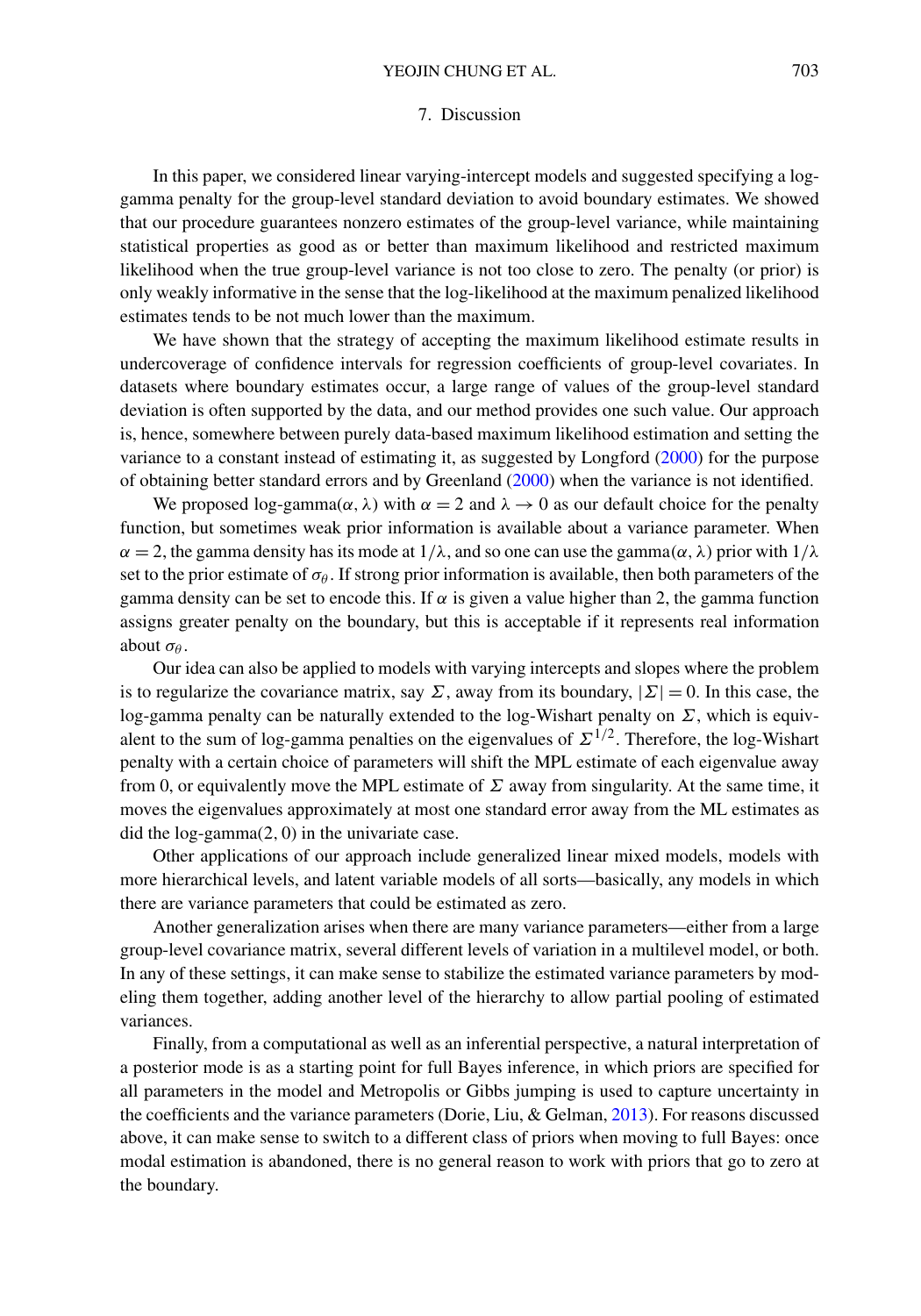## 7. Discussion

In this paper, we considered linear varying-intercept models and suggested specifying a log-gamma penalty for the group-level standard deviation to avoid boundary estimates. We showed that our procedure guarantees nonzero estimates of the group-level variance, while maintaining statistical properties as good as or better than maximum likelihood and restricted maximum likelihood when the true group-level variance is not too close to zero. The penalty (or prior) is only weakly informative in the sense that the log-likelihood at the maximum penalized likelihood estimates tends to be not much lower than the maximum.

We have shown that the strategy of accepting the maximum likelihood estimate results in undercoverage of confidence intervals for regression coefficients of group-level covariates. In datasets where boundary estimates occur, a large range of values of the group-level standard deviation is often supported by the data, and our method provides one such value. Our approach is, hence, somewhere between purely data-based maximum likelihood estimation and setting the variance to a constant instead of estimating it, as suggested by Longford (2000) for the purpose of obtaining better standard errors and by Greenland (2000) when the variance is not identified.

We proposed log-gamma($\alpha$, $\lambda$) with $\alpha = 2$ and $\lambda \to 0$ as our default choice for the penalty function, but sometimes weak prior information is available about a variance parameter. When $\alpha = 2$, the gamma density has its mode at $1/\lambda$, and so one can use the gamma($\alpha$, $\lambda$) prior with $1/\lambda$ set to the prior estimate of $\sigma_\theta$. If strong prior information is available, then both parameters of the gamma density can be set to encode this. If $\alpha$ is given a value higher than 2, the gamma function assigns greater penalty on the boundary, but this is acceptable if it represents real information about $\sigma_\theta$.

Our idea can also be applied to models with varying intercepts and slopes where the problem is to regularize the covariance matrix, say $\Sigma$, away from its boundary, $|\Sigma| = 0$. In this case, the log-gamma penalty can be naturally extended to the log-Wishart penalty on $\Sigma$, which is equivalent to the sum of log-gamma penalties on the eigenvalues of $\Sigma^{1/2}$. Therefore, the log-Wishart penalty with a certain choice of parameters will shift the MPL estimate of each eigenvalue away from 0, or equivalently move the MPL estimate of $\Sigma$ away from singularity. At the same time, it moves the eigenvalues approximately at most one standard error away from the ML estimates as did the log-gamma(2, 0) in the univariate case.

Other applications of our approach include generalized linear mixed models, models with more hierarchical levels, and latent variable models of all sorts—basically, any models in which there are variance parameters that could be estimated as zero.

Another generalization arises when there are many variance parameters—either from a large group-level covariance matrix, several different levels of variation in a multilevel model, or both. In any of these settings, it can make sense to stabilize the estimated variance parameters by modeling them together, adding another level of the hierarchy to allow partial pooling of estimated variances.

Finally, from a computational as well as an inferential perspective, a natural interpretation of a posterior mode is as a starting point for full Bayes inference, in which priors are specified for all parameters in the model and Metropolis or Gibbs jumping is used to capture uncertainty in the coefficients and the variance parameters (Dorie, Liu, & Gelman, 2013). For reasons discussed above, it can make sense to switch to a different class of priors when moving to full Bayes: once modal estimation is abandoned, there is no general reason to work with priors that go to zero at the boundary.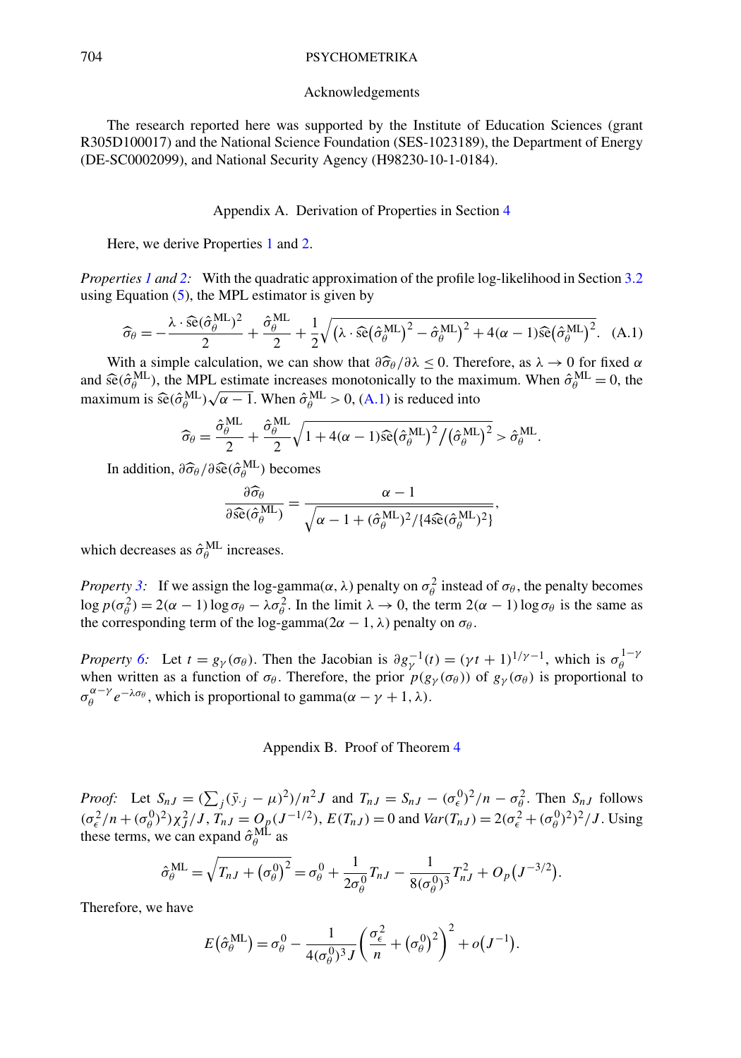## Acknowledgements

The research reported here was supported by the Institute of Education Sciences (grant R305D100017) and the National Science Foundation (SES-1023189), the Department of Energy (DE-SC0002099), and National Security Agency (H98230-10-1-0184).

## Appendix A. Derivation of Properties in Section 4

Here, we derive Properties 1 and 2.

*Properties 1 and 2:* With the quadratic approximation of the profile log-likelihood in Section 3.2 using Equation (5), the MPL estimator is given by

$$\widehat{\sigma}_\theta = -\frac{\lambda \cdot \widehat{\text{se}}(\hat{\sigma}_\theta^{\text{ML}})^2}{2} + \frac{\hat{\sigma}_\theta^{\text{ML}}}{2} + \frac{1}{2}\sqrt{\left(\lambda \cdot \widehat{\text{se}}\left(\hat{\sigma}_\theta^{\text{ML}}\right)^2 - \hat{\sigma}_\theta^{\text{ML}}\right)^2 + 4(\alpha-1)\widehat{\text{se}}\left(\hat{\sigma}_\theta^{\text{ML}}\right)^2}. \quad \text{(A.1)}$$

With a simple calculation, we can show that $\partial\widehat{\sigma}_\theta/\partial\lambda \leq 0$. Therefore, as $\lambda \to 0$ for fixed $\alpha$ and $\widehat{\text{se}}(\hat{\sigma}_\theta^{\text{ML}})$, the MPL estimate increases monotonically to the maximum. When $\hat{\sigma}_\theta^{\text{ML}} = 0$, the maximum is $\widehat{\text{se}}(\hat{\sigma}_\theta^{\text{ML}})\sqrt{\alpha-1}$. When $\hat{\sigma}_\theta^{\text{ML}} > 0$, (A.1) is reduced into

$$\widehat{\sigma}_\theta = \frac{\hat{\sigma}_\theta^{\text{ML}}}{2} + \frac{\hat{\sigma}_\theta^{\text{ML}}}{2}\sqrt{1 + 4(\alpha-1)\widehat{\text{se}}\left(\hat{\sigma}_\theta^{\text{ML}}\right)^2 / \left(\hat{\sigma}_\theta^{\text{ML}}\right)^2} > \hat{\sigma}_\theta^{\text{ML}}.$$

In addition, $\partial\widehat{\sigma}_\theta/\partial\widehat{\text{se}}(\hat{\sigma}_\theta^{\text{ML}})$ becomes

$$\frac{\partial\widehat{\sigma}_\theta}{\partial\widehat{\text{se}}(\hat{\sigma}_\theta^{\text{ML}})} = \frac{\alpha-1}{\sqrt{\alpha-1+(\hat{\sigma}_\theta^{\text{ML}})^2/\{4\widehat{\text{se}}(\hat{\sigma}_\theta^{\text{ML}})^2\}}},$$

which decreases as $\hat{\sigma}_\theta^{\text{ML}}$ increases.

*Property 3:* If we assign the log-gamma($\alpha, \lambda$) penalty on $\sigma_\theta^2$ instead of $\sigma_\theta$, the penalty becomes $\log p(\sigma_\theta^2) = 2(\alpha-1)\log\sigma_\theta - \lambda\sigma_\theta^2$. In the limit $\lambda \to 0$, the term $2(\alpha-1)\log\sigma_\theta$ is the same as the corresponding term of the log-gamma($2\alpha-1, \lambda$) penalty on $\sigma_\theta$.

*Property 6:* Let $t = g_\gamma(\sigma_\theta)$. Then the Jacobian is $\partial g_\gamma^{-1}(t) = (\gamma t + 1)^{1/\gamma - 1}$, which is $\sigma_\theta^{1-\gamma}$ when written as a function of $\sigma_\theta$. Therefore, the prior $p(g_\gamma(\sigma_\theta))$ of $g_\gamma(\sigma_\theta)$ is proportional to $\sigma_\theta^{\alpha-\gamma} e^{-\lambda\sigma_\theta}$, which is proportional to gamma($\alpha - \gamma + 1, \lambda$).

## Appendix B. Proof of Theorem 4

*Proof:* Let $S_{nJ} = (\sum_j(\bar{y}_{\cdot j} - \mu)^2)/n^2 J$ and $T_{nJ} = S_{nJ} - (\sigma_\epsilon^0)^2/n - \sigma_\theta^2$. Then $S_{nJ}$ follows $(\sigma_\epsilon^2/n + (\sigma_\theta^0)^2)\chi_J^2/J$, $T_{nJ} = O_p(J^{-1/2})$, $E(T_{nJ}) = 0$ and $Var(T_{nJ}) = 2(\sigma_\epsilon^2 + (\sigma_\theta^0)^2)^2/J$. Using these terms, we can expand $\hat{\sigma}_\theta^{\text{ML}}$ as

$$\hat{\sigma}_\theta^{\text{ML}} = \sqrt{T_{nJ} + \left(\sigma_\theta^0\right)^2} = \sigma_\theta^0 + \frac{1}{2\sigma_\theta^0}T_{nJ} - \frac{1}{8(\sigma_\theta^0)^3}T_{nJ}^2 + O_p\left(J^{-3/2}\right).$$

Therefore, we have

$$E\left(\hat{\sigma}_\theta^{\text{ML}}\right) = \sigma_\theta^0 - \frac{1}{4(\sigma_\theta^0)^3 J}\left(\frac{\sigma_\epsilon^2}{n} + \left(\sigma_\theta^0\right)^2\right)^2 + o\left(J^{-1}\right).$$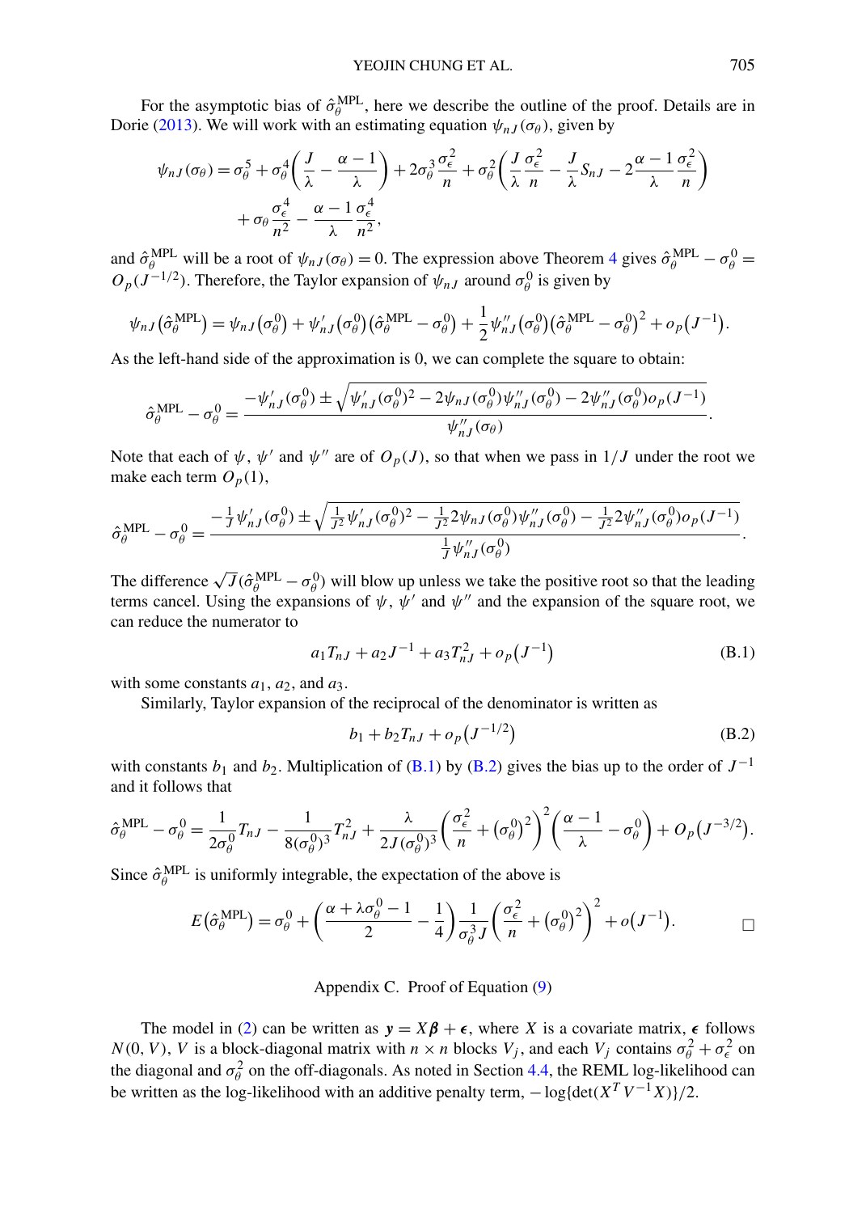For the asymptotic bias of $\hat{\sigma}_\theta^{\text{MPL}}$, here we describe the outline of the proof. Details are in Dorie (2013). We will work with an estimating equation $\psi_{nJ}(\sigma_\theta)$, given by

$$\psi_{nJ}(\sigma_\theta) = \sigma_\theta^5 + \sigma_\theta^4\left(\frac{J}{\lambda} - \frac{\alpha-1}{\lambda}\right) + 2\sigma_\theta^3\frac{\sigma_\epsilon^2}{n} + \sigma_\theta^2\left(\frac{J}{\lambda}\frac{\sigma_\epsilon^2}{n} - \frac{J}{\lambda}S_{nJ} - 2\frac{\alpha-1}{\lambda}\frac{\sigma_\epsilon^2}{n}\right)$$
$$+ \sigma_\theta\frac{\sigma_\epsilon^4}{n^2} - \frac{\alpha-1}{\lambda}\frac{\sigma_\epsilon^4}{n^2},$$

and $\hat{\sigma}_\theta^{\text{MPL}}$ will be a root of $\psi_{nJ}(\sigma_\theta) = 0$. The expression above Theorem 4 gives $\hat{\sigma}_\theta^{\text{MPL}} - \sigma_\theta^0 = O_p(J^{-1/2})$. Therefore, the Taylor expansion of $\psi_{nJ}$ around $\sigma_\theta^0$ is given by

$$\psi_{nJ}(\hat{\sigma}_\theta^{\text{MPL}}) = \psi_{nJ}(\sigma_\theta^0) + \psi'_{nJ}(\sigma_\theta^0)(\hat{\sigma}_\theta^{\text{MPL}} - \sigma_\theta^0) + \frac{1}{2}\psi''_{nJ}(\sigma_\theta^0)(\hat{\sigma}_\theta^{\text{MPL}} - \sigma_\theta^0)^2 + o_p(J^{-1}).$$

As the left-hand side of the approximation is 0, we can complete the square to obtain:

$$\hat{\sigma}_\theta^{\text{MPL}} - \sigma_\theta^0 = \frac{-\psi'_{nJ}(\sigma_\theta^0) \pm \sqrt{\psi'_{nJ}(\sigma_\theta^0)^2 - 2\psi_{nJ}(\sigma_\theta^0)\psi''_{nJ}(\sigma_\theta^0) - 2\psi''_{nJ}(\sigma_\theta^0)o_p(J^{-1})}}{\psi''_{nJ}(\sigma_\theta)}.$$

Note that each of $\psi$, $\psi'$ and $\psi''$ are of $O_p(J)$, so that when we pass in $1/J$ under the root we make each term $O_p(1)$,

$$\hat{\sigma}_\theta^{\text{MPL}} - \sigma_\theta^0 = \frac{-\frac{1}{J}\psi'_{nJ}(\sigma_\theta^0) \pm \sqrt{\frac{1}{J^2}\psi'_{nJ}(\sigma_\theta^0)^2 - \frac{1}{J^2}2\psi_{nJ}(\sigma_\theta^0)\psi''_{nJ}(\sigma_\theta^0) - \frac{1}{J^2}2\psi''_{nJ}(\sigma_\theta^0)o_p(J^{-1})}}{\frac{1}{J}\psi''_{nJ}(\sigma_\theta^0)}.$$

The difference $\sqrt{J}(\hat{\sigma}_\theta^{\text{MPL}} - \sigma_\theta^0)$ will blow up unless we take the positive root so that the leading terms cancel. Using the expansions of $\psi$, $\psi'$ and $\psi''$ and the expansion of the square root, we can reduce the numerator to

$$a_1 T_{nJ} + a_2 J^{-1} + a_3 T_{nJ}^2 + o_p(J^{-1}) \tag{B.1}$$

with some constants $a_1$, $a_2$, and $a_3$.

Similarly, Taylor expansion of the reciprocal of the denominator is written as

$$b_1 + b_2 T_{nJ} + o_p(J^{-1/2}) \tag{B.2}$$

with constants $b_1$ and $b_2$. Multiplication of (B.1) by (B.2) gives the bias up to the order of $J^{-1}$ and it follows that

$$\hat{\sigma}_\theta^{\text{MPL}} - \sigma_\theta^0 = \frac{1}{2\sigma_\theta^0}T_{nJ} - \frac{1}{8(\sigma_\theta^0)^3}T_{nJ}^2 + \frac{\lambda}{2J(\sigma_\theta^0)^3}\left(\frac{\sigma_\epsilon^2}{n} + (\sigma_\theta^0)^2\right)^2\left(\frac{\alpha-1}{\lambda} - \sigma_\theta^0\right) + O_p(J^{-3/2}).$$

Since $\hat{\sigma}_\theta^{\text{MPL}}$ is uniformly integrable, the expectation of the above is

$$E(\hat{\sigma}_\theta^{\text{MPL}}) = \sigma_\theta^0 + \left(\frac{\alpha + \lambda\sigma_\theta^0 - 1}{2} - \frac{1}{4}\right)\frac{1}{\sigma_\theta^3 J}\left(\frac{\sigma_\epsilon^2}{n} + (\sigma_\theta^0)^2\right)^2 + o(J^{-1}). \qquad \square$$

## Appendix C. Proof of Equation (9)

The model in (2) can be written as $\boldsymbol{y} = X\boldsymbol{\beta} + \boldsymbol{\epsilon}$, where $X$ is a covariate matrix, $\boldsymbol{\epsilon}$ follows $N(0, V)$, $V$ is a block-diagonal matrix with $n \times n$ blocks $V_j$, and each $V_j$ contains $\sigma_\theta^2 + \sigma_\epsilon^2$ on the diagonal and $\sigma_\theta^2$ on the off-diagonals. As noted in Section 4.4, the REML log-likelihood can be written as the log-likelihood with an additive penalty term, $-\log\{\det(X^T V^{-1} X)\}/2$.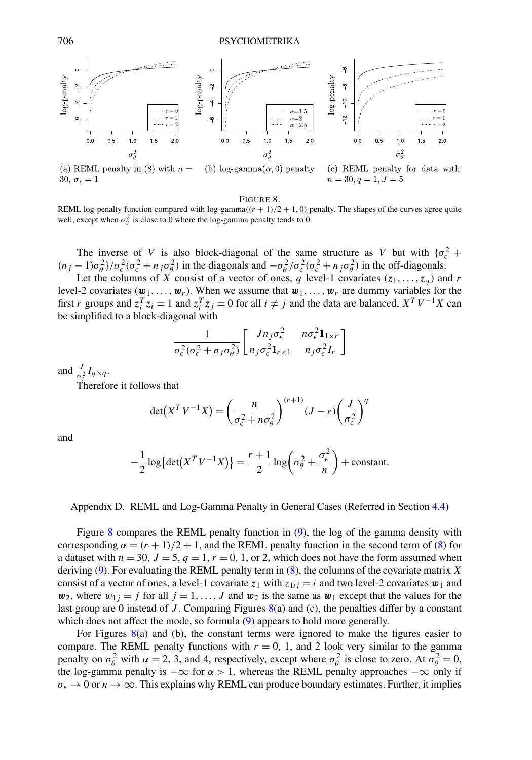(a) REML penalty in (8) with $n = 30$, $\sigma_\epsilon = 1$

(b) log-gamma($\alpha$, 0) penalty

(c) REML penalty for data with $n = 30, q = 1, J = 5$

FIGURE 8.
REML log-penalty function compared with log-gamma($(r+1)/2+1, 0$) penalty. The shapes of the curves agree quite well, except when $\sigma_\theta^2$ is close to 0 where the log-gamma penalty tends to 0.

The inverse of $V$ is also block-diagonal of the same structure as $V$ but with $\{\sigma_\epsilon^2 + (n_j - 1)\sigma_\theta^2\}/\sigma_\epsilon^2(\sigma_\epsilon^2 + n_j\sigma_\theta^2)$ in the diagonals and $-\sigma_\theta^2/\sigma_\epsilon^2(\sigma_\epsilon^2 + n_j\sigma_\theta^2)$ in the off-diagonals.

Let the columns of $X$ consist of a vector of ones, $q$ level-1 covariates $(z_1, \ldots, z_q)$ and $r$ level-2 covariates $(\boldsymbol{w}_1, \ldots, \boldsymbol{w}_r)$. When we assume that $\boldsymbol{w}_1, \ldots, \boldsymbol{w}_r$ are dummy variables for the first $r$ groups and $z_i^T z_i = 1$ and $z_i^T z_j = 0$ for all $i \neq j$ and the data are balanced, $X^T V^{-1} X$ can be simplified to a block-diagonal with

$$\frac{1}{\sigma_\epsilon^2(\sigma_\epsilon^2 + n_j\sigma_\theta^2)} \begin{bmatrix} J n_j \sigma_\epsilon^2 & n\sigma_\epsilon^2 \mathbf{1}_{1\times r} \\ n_j\sigma_\epsilon^2 \mathbf{1}_{r\times 1} & n_j\sigma_\epsilon^2 I_r \end{bmatrix}$$

and $\frac{J}{\sigma_\epsilon^2} I_{q\times q}$.

Therefore it follows that

$$\det(X^T V^{-1} X) = \left(\frac{n}{\sigma_\epsilon^2 + n\sigma_\theta^2}\right)^{(r+1)} (J - r)\left(\frac{J}{\sigma_\epsilon^2}\right)^q$$

and

$$-\frac{1}{2}\log\{\det(X^T V^{-1} X)\} = \frac{r+1}{2}\log\left(\sigma_\theta^2 + \frac{\sigma_\epsilon^2}{n}\right) + \text{constant}.$$

## Appendix D. REML and Log-Gamma Penalty in General Cases (Referred in Section 4.4)

Figure 8 compares the REML penalty function in (9), the log of the gamma density with corresponding $\alpha = (r+1)/2 + 1$, and the REML penalty function in the second term of (8) for a dataset with $n = 30$, $J = 5$, $q = 1$, $r = 0$, 1, or 2, which does not have the form assumed when deriving (9). For evaluating the REML penalty term in (8), the columns of the covariate matrix $X$ consist of a vector of ones, a level-1 covariate $z_1$ with $z_{1ij} = i$ and two level-2 covariates $\boldsymbol{w}_1$ and $\boldsymbol{w}_2$, where $w_{1j} = j$ for all $j = 1, \ldots, J$ and $\boldsymbol{w}_2$ is the same as $\boldsymbol{w}_1$ except that the values for the last group are 0 instead of $J$. Comparing Figures 8(a) and (c), the penalties differ by a constant which does not affect the mode, so formula (9) appears to hold more generally.

For Figures 8(a) and (b), the constant terms were ignored to make the figures easier to compare. The REML penalty functions with $r = 0$, 1, and 2 look very similar to the gamma penalty on $\sigma_\theta^2$ with $\alpha = 2$, 3, and 4, respectively, except where $\sigma_\theta^2$ is close to zero. At $\sigma_\theta^2 = 0$, the log-gamma penalty is $-\infty$ for $\alpha > 1$, whereas the REML penalty approaches $-\infty$ only if $\sigma_\epsilon \to 0$ or $n \to \infty$. This explains why REML can produce boundary estimates. Further, it implies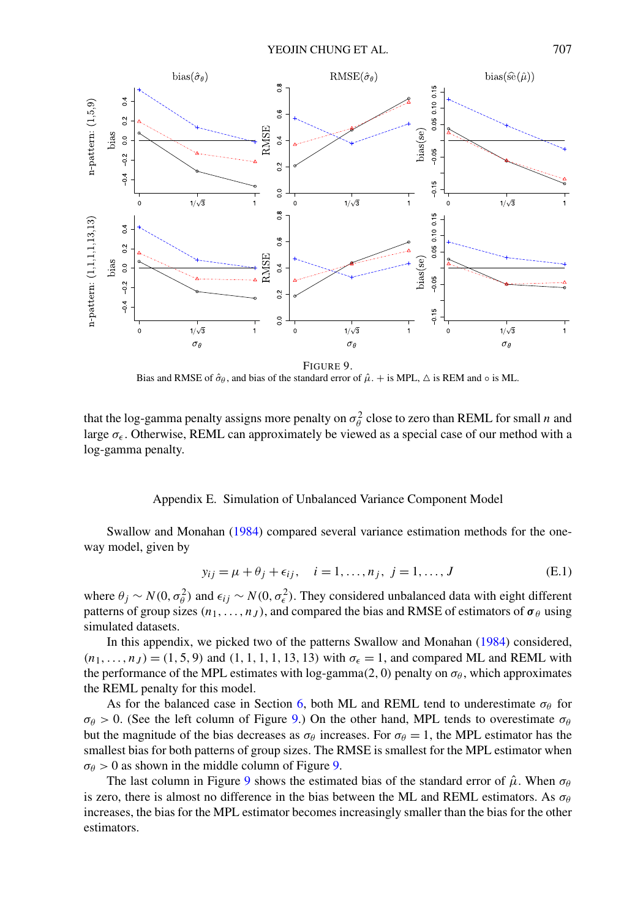FIGURE 9.
Bias and RMSE of $\hat{\sigma}_\theta$, and bias of the standard error of $\hat{\mu}$. + is MPL, △ is REM and ∘ is ML.

that the log-gamma penalty assigns more penalty on $\sigma_\theta^2$ close to zero than REML for small $n$ and large $\sigma_\epsilon$. Otherwise, REML can approximately be viewed as a special case of our method with a log-gamma penalty.

## Appendix E. Simulation of Unbalanced Variance Component Model

Swallow and Monahan (1984) compared several variance estimation methods for the one-way model, given by

$$y_{ij} = \mu + \theta_j + \epsilon_{ij}, \quad i = 1, \ldots, n_j, \; j = 1, \ldots, J \tag{E.1}$$

where $\theta_j \sim N(0, \sigma_\theta^2)$ and $\epsilon_{ij} \sim N(0, \sigma_\epsilon^2)$. They considered unbalanced data with eight different patterns of group sizes $(n_1, \ldots, n_J)$, and compared the bias and RMSE of estimators of $\boldsymbol{\sigma}_\theta$ using simulated datasets.

In this appendix, we picked two of the patterns Swallow and Monahan (1984) considered, $(n_1, \ldots, n_J) = (1, 5, 9)$ and $(1, 1, 1, 1, 13, 13)$ with $\sigma_\epsilon = 1$, and compared ML and REML with the performance of the MPL estimates with log-gamma(2, 0) penalty on $\sigma_\theta$, which approximates the REML penalty for this model.

As for the balanced case in Section 6, both ML and REML tend to underestimate $\sigma_\theta$ for $\sigma_\theta > 0$. (See the left column of Figure 9.) On the other hand, MPL tends to overestimate $\sigma_\theta$ but the magnitude of the bias decreases as $\sigma_\theta$ increases. For $\sigma_\theta = 1$, the MPL estimator has the smallest bias for both patterns of group sizes. The RMSE is smallest for the MPL estimator when $\sigma_\theta > 0$ as shown in the middle column of Figure 9.

The last column in Figure 9 shows the estimated bias of the standard error of $\hat{\mu}$. When $\sigma_\theta$ is zero, there is almost no difference in the bias between the ML and REML estimators. As $\sigma_\theta$ increases, the bias for the MPL estimator becomes increasingly smaller than the bias for the other estimators.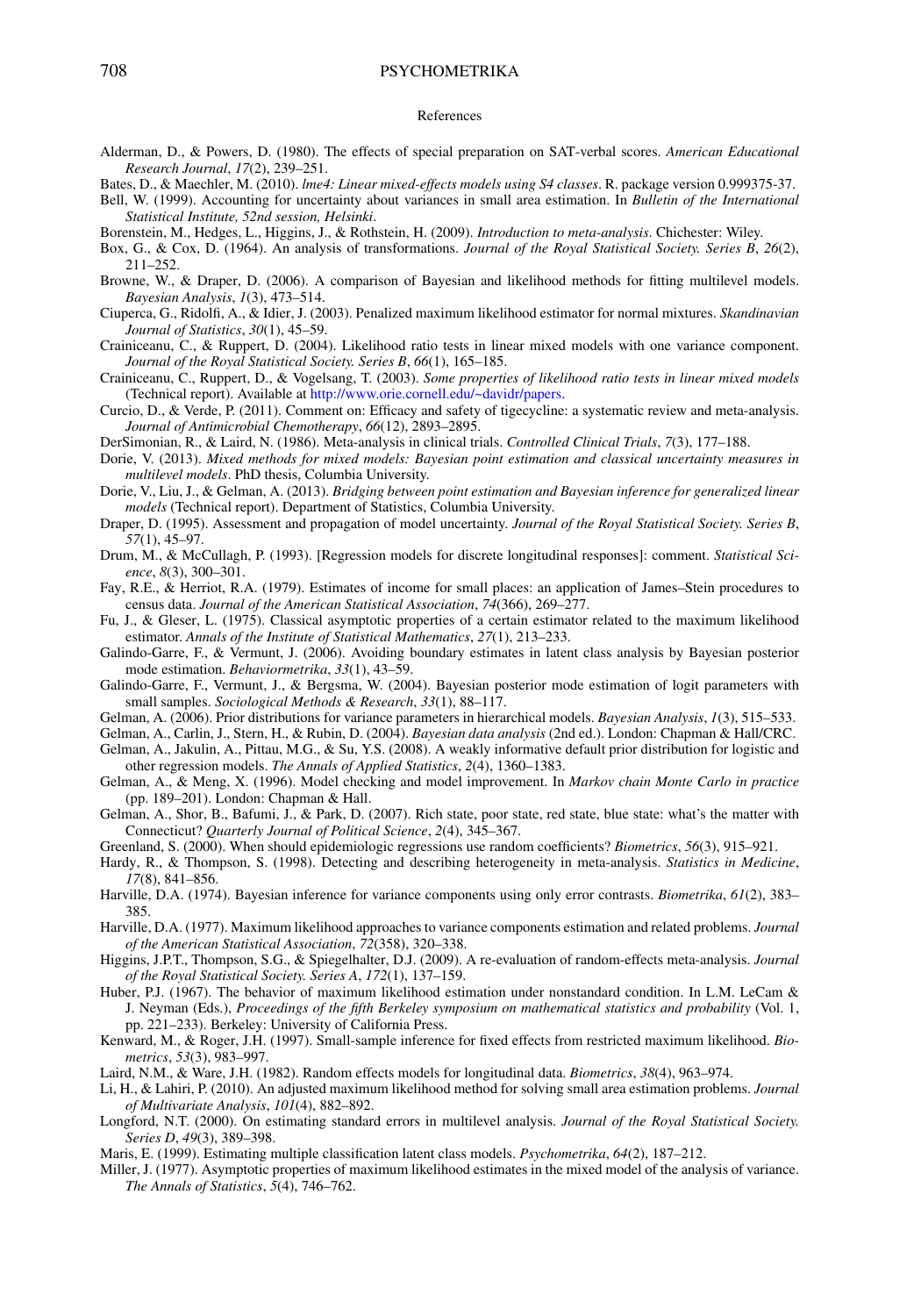# References

Alderman, D., & Powers, D. (1980). The effects of special preparation on SAT-verbal scores. *American Educational Research Journal*, *17*(2), 239–251.

Bates, D., & Maechler, M. (2010). *lme4: Linear mixed-effects models using S4 classes*. R. package version 0.999375-37.

Bell, W. (1999). Accounting for uncertainty about variances in small area estimation. In *Bulletin of the International Statistical Institute, 52nd session, Helsinki*.

Borenstein, M., Hedges, L., Higgins, J., & Rothstein, H. (2009). *Introduction to meta-analysis*. Chichester: Wiley.

Box, G., & Cox, D. (1964). An analysis of transformations. *Journal of the Royal Statistical Society. Series B*, *26*(2), 211–252.

Browne, W., & Draper, D. (2006). A comparison of Bayesian and likelihood methods for fitting multilevel models. *Bayesian Analysis*, *1*(3), 473–514.

Ciuperca, G., Ridolfi, A., & Idier, J. (2003). Penalized maximum likelihood estimator for normal mixtures. *Skandinavian Journal of Statistics*, *30*(1), 45–59.

Crainiceanu, C., & Ruppert, D. (2004). Likelihood ratio tests in linear mixed models with one variance component. *Journal of the Royal Statistical Society. Series B*, *66*(1), 165–185.

Crainiceanu, C., Ruppert, D., & Vogelsang, T. (2003). *Some properties of likelihood ratio tests in linear mixed models* (Technical report). Available at http://www.orie.cornell.edu/~davidr/papers.

Curcio, D., & Verde, P. (2011). Comment on: Efficacy and safety of tigecycline: a systematic review and meta-analysis. *Journal of Antimicrobial Chemotherapy*, *66*(12), 2893–2895.

DerSimonian, R., & Laird, N. (1986). Meta-analysis in clinical trials. *Controlled Clinical Trials*, *7*(3), 177–188.

Dorie, V. (2013). *Mixed methods for mixed models: Bayesian point estimation and classical uncertainty measures in multilevel models*. PhD thesis, Columbia University.

Dorie, V., Liu, J., & Gelman, A. (2013). *Bridging between point estimation and Bayesian inference for generalized linear models* (Technical report). Department of Statistics, Columbia University.

Draper, D. (1995). Assessment and propagation of model uncertainty. *Journal of the Royal Statistical Society. Series B*, *57*(1), 45–97.

Drum, M., & McCullagh, P. (1993). [Regression models for discrete longitudinal responses]: comment. *Statistical Science*, *8*(3), 300–301.

Fay, R.E., & Herriot, R.A. (1979). Estimates of income for small places: an application of James–Stein procedures to census data. *Journal of the American Statistical Association*, *74*(366), 269–277.

Fu, J., & Gleser, L. (1975). Classical asymptotic properties of a certain estimator related to the maximum likelihood estimator. *Annals of the Institute of Statistical Mathematics*, *27*(1), 213–233.

Galindo-Garre, F., & Vermunt, J. (2006). Avoiding boundary estimates in latent class analysis by Bayesian posterior mode estimation. *Behaviormetrika*, *33*(1), 43–59.

Galindo-Garre, F., Vermunt, J., & Bergsma, W. (2004). Bayesian posterior mode estimation of logit parameters with small samples. *Sociological Methods & Research*, *33*(1), 88–117.

Gelman, A. (2006). Prior distributions for variance parameters in hierarchical models. *Bayesian Analysis*, *1*(3), 515–533.

Gelman, A., Carlin, J., Stern, H., & Rubin, D. (2004). *Bayesian data analysis* (2nd ed.). London: Chapman & Hall/CRC.

Gelman, A., Jakulin, A., Pittau, M.G., & Su, Y.S. (2008). A weakly informative default prior distribution for logistic and other regression models. *The Annals of Applied Statistics*, *2*(4), 1360–1383.

Gelman, A., & Meng, X. (1996). Model checking and model improvement. In *Markov chain Monte Carlo in practice* (pp. 189–201). London: Chapman & Hall.

Gelman, A., Shor, B., Bafumi, J., & Park, D. (2007). Rich state, poor state, red state, blue state: what's the matter with Connecticut? *Quarterly Journal of Political Science*, *2*(4), 345–367.

Greenland, S. (2000). When should epidemiologic regressions use random coefficients? *Biometrics*, *56*(3), 915–921.

Hardy, R., & Thompson, S. (1998). Detecting and describing heterogeneity in meta-analysis. *Statistics in Medicine*, *17*(8), 841–856.

Harville, D.A. (1974). Bayesian inference for variance components using only error contrasts. *Biometrika*, *61*(2), 383–385.

Harville, D.A. (1977). Maximum likelihood approaches to variance components estimation and related problems. *Journal of the American Statistical Association*, *72*(358), 320–338.

Higgins, J.P.T., Thompson, S.G., & Spiegelhalter, D.J. (2009). A re-evaluation of random-effects meta-analysis. *Journal of the Royal Statistical Society. Series A*, *172*(1), 137–159.

Huber, P.J. (1967). The behavior of maximum likelihood estimation under nonstandard condition. In L.M. LeCam & J. Neyman (Eds.), *Proceedings of the fifth Berkeley symposium on mathematical statistics and probability* (Vol. 1, pp. 221–233). Berkeley: University of California Press.

Kenward, M., & Roger, J.H. (1997). Small-sample inference for fixed effects from restricted maximum likelihood. *Biometrics*, *53*(3), 983–997.

Laird, N.M., & Ware, J.H. (1982). Random effects models for longitudinal data. *Biometrics*, *38*(4), 963–974.

Li, H., & Lahiri, P. (2010). An adjusted maximum likelihood method for solving small area estimation problems. *Journal of Multivariate Analysis*, *101*(4), 882–892.

Longford, N.T. (2000). On estimating standard errors in multilevel analysis. *Journal of the Royal Statistical Society. Series D*, *49*(3), 389–398.

Maris, E. (1999). Estimating multiple classification latent class models. *Psychometrika*, *64*(2), 187–212.

Miller, J. (1977). Asymptotic properties of maximum likelihood estimates in the mixed model of the analysis of variance. *The Annals of Statistics*, *5*(4), 746–762.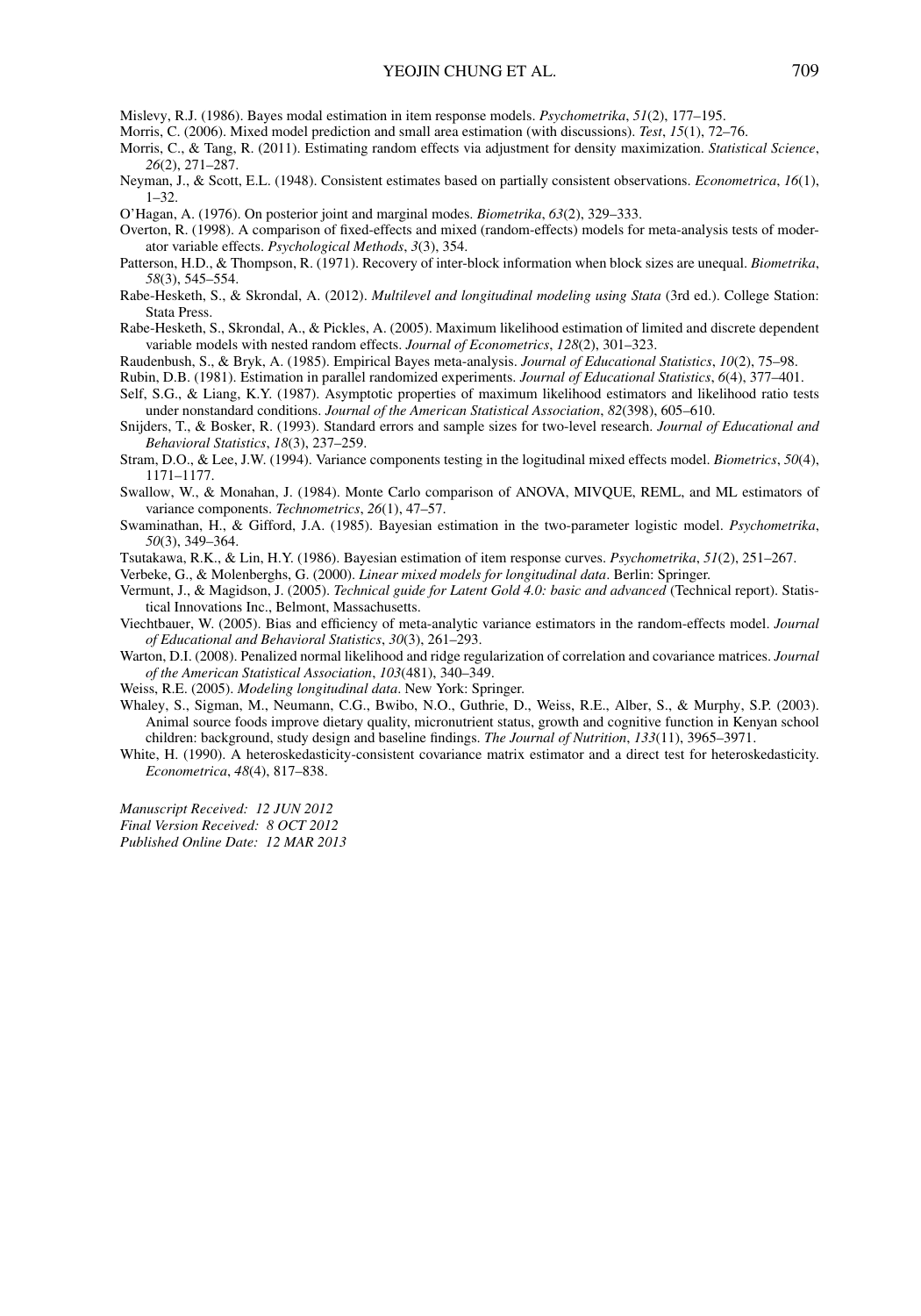Mislevy, R.J. (1986). Bayes modal estimation in item response models. *Psychometrika*, *51*(2), 177–195.

Morris, C. (2006). Mixed model prediction and small area estimation (with discussions). *Test*, *15*(1), 72–76.

Morris, C., & Tang, R. (2011). Estimating random effects via adjustment for density maximization. *Statistical Science*, *26*(2), 271–287.

Neyman, J., & Scott, E.L. (1948). Consistent estimates based on partially consistent observations. *Econometrica*, *16*(1), 1–32.

O'Hagan, A. (1976). On posterior joint and marginal modes. *Biometrika*, *63*(2), 329–333.

Overton, R. (1998). A comparison of fixed-effects and mixed (random-effects) models for meta-analysis tests of moderator variable effects. *Psychological Methods*, *3*(3), 354.

Patterson, H.D., & Thompson, R. (1971). Recovery of inter-block information when block sizes are unequal. *Biometrika*, *58*(3), 545–554.

Rabe-Hesketh, S., & Skrondal, A. (2012). *Multilevel and longitudinal modeling using Stata* (3rd ed.). College Station: Stata Press.

Rabe-Hesketh, S., Skrondal, A., & Pickles, A. (2005). Maximum likelihood estimation of limited and discrete dependent variable models with nested random effects. *Journal of Econometrics*, *128*(2), 301–323.

Raudenbush, S., & Bryk, A. (1985). Empirical Bayes meta-analysis. *Journal of Educational Statistics*, *10*(2), 75–98.

Rubin, D.B. (1981). Estimation in parallel randomized experiments. *Journal of Educational Statistics*, *6*(4), 377–401.

Self, S.G., & Liang, K.Y. (1987). Asymptotic properties of maximum likelihood estimators and likelihood ratio tests under nonstandard conditions. *Journal of the American Statistical Association*, *82*(398), 605–610.

Snijders, T., & Bosker, R. (1993). Standard errors and sample sizes for two-level research. *Journal of Educational and Behavioral Statistics*, *18*(3), 237–259.

Stram, D.O., & Lee, J.W. (1994). Variance components testing in the logitudinal mixed effects model. *Biometrics*, *50*(4), 1171–1177.

Swallow, W., & Monahan, J. (1984). Monte Carlo comparison of ANOVA, MIVQUE, REML, and ML estimators of variance components. *Technometrics*, *26*(1), 47–57.

Swaminathan, H., & Gifford, J.A. (1985). Bayesian estimation in the two-parameter logistic model. *Psychometrika*, *50*(3), 349–364.

Tsutakawa, R.K., & Lin, H.Y. (1986). Bayesian estimation of item response curves. *Psychometrika*, *51*(2), 251–267.

Verbeke, G., & Molenberghs, G. (2000). *Linear mixed models for longitudinal data*. Berlin: Springer.

Vermunt, J., & Magidson, J. (2005). *Technical guide for Latent Gold 4.0: basic and advanced* (Technical report). Statistical Innovations Inc., Belmont, Massachusetts.

Viechtbauer, W. (2005). Bias and efficiency of meta-analytic variance estimators in the random-effects model. *Journal of Educational and Behavioral Statistics*, *30*(3), 261–293.

Warton, D.I. (2008). Penalized normal likelihood and ridge regularization of correlation and covariance matrices. *Journal of the American Statistical Association*, *103*(481), 340–349.

Weiss, R.E. (2005). *Modeling longitudinal data*. New York: Springer.

Whaley, S., Sigman, M., Neumann, C.G., Bwibo, N.O., Guthrie, D., Weiss, R.E., Alber, S., & Murphy, S.P. (2003). Animal source foods improve dietary quality, micronutrient status, growth and cognitive function in Kenyan school children: background, study design and baseline findings. *The Journal of Nutrition*, *133*(11), 3965–3971.

White, H. (1990). A heteroskedasticity-consistent covariance matrix estimator and a direct test for heteroskedasticity. *Econometrica*, *48*(4), 817–838.

*Manuscript Received: 12 JUN 2012*
*Final Version Received: 8 OCT 2012*
*Published Online Date: 12 MAR 2013*